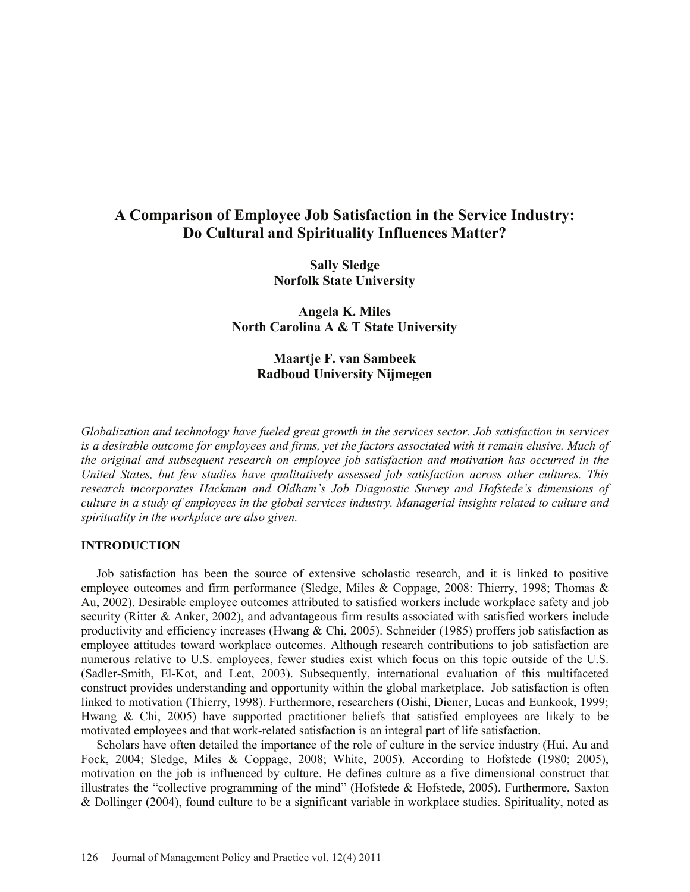# A Comparison of Employee Job Satisfaction in the Service Industry: Do Cultural and Spirituality Influences Matter?

**Sally Sledge**
**Norfolk State University**

**Angela K. Miles**
**North Carolina A & T State University**

**Maartje F. van Sambeek**
**Radboud University Nijmegen**

*Globalization and technology have fueled great growth in the services sector. Job satisfaction in services is a desirable outcome for employees and firms, yet the factors associated with it remain elusive. Much of the original and subsequent research on employee job satisfaction and motivation has occurred in the United States, but few studies have qualitatively assessed job satisfaction across other cultures. This research incorporates Hackman and Oldham's Job Diagnostic Survey and Hofstede's dimensions of culture in a study of employees in the global services industry. Managerial insights related to culture and spirituality in the workplace are also given.*

## INTRODUCTION

Job satisfaction has been the source of extensive scholastic research, and it is linked to positive employee outcomes and firm performance (Sledge, Miles & Coppage, 2008: Thierry, 1998; Thomas & Au, 2002). Desirable employee outcomes attributed to satisfied workers include workplace safety and job security (Ritter & Anker, 2002), and advantageous firm results associated with satisfied workers include productivity and efficiency increases (Hwang & Chi, 2005). Schneider (1985) proffers job satisfaction as employee attitudes toward workplace outcomes. Although research contributions to job satisfaction are numerous relative to U.S. employees, fewer studies exist which focus on this topic outside of the U.S. (Sadler-Smith, El-Kot, and Leat, 2003). Subsequently, international evaluation of this multifaceted construct provides understanding and opportunity within the global marketplace. Job satisfaction is often linked to motivation (Thierry, 1998). Furthermore, researchers (Oishi, Diener, Lucas and Eunkook, 1999; Hwang & Chi, 2005) have supported practitioner beliefs that satisfied employees are likely to be motivated employees and that work-related satisfaction is an integral part of life satisfaction.

Scholars have often detailed the importance of the role of culture in the service industry (Hui, Au and Fock, 2004; Sledge, Miles & Coppage, 2008; White, 2005). According to Hofstede (1980; 2005), motivation on the job is influenced by culture. He defines culture as a five dimensional construct that illustrates the "collective programming of the mind" (Hofstede & Hofstede, 2005). Furthermore, Saxton & Dollinger (2004), found culture to be a significant variable in workplace studies. Spirituality, noted as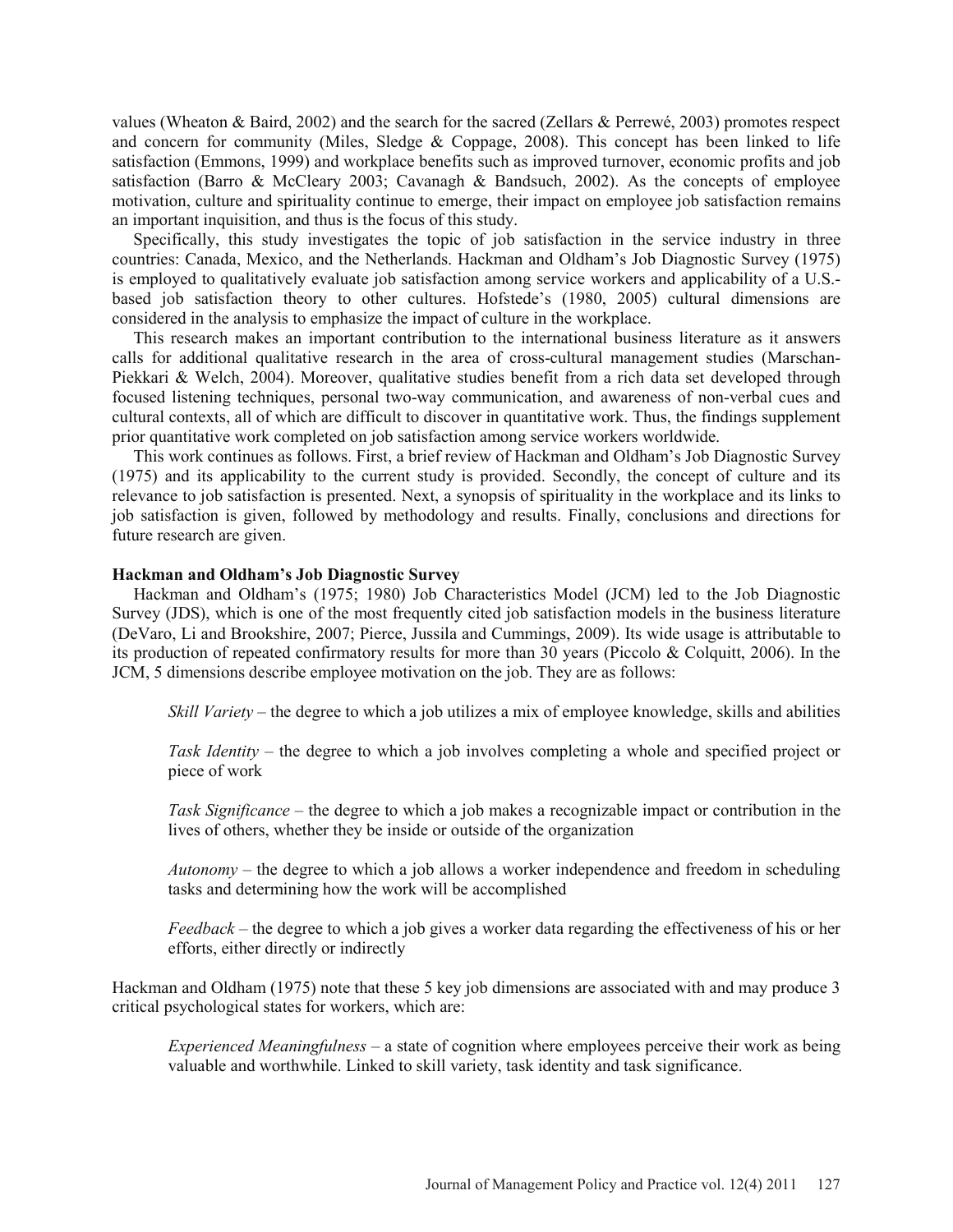values (Wheaton & Baird, 2002) and the search for the sacred (Zellars & Perrewé, 2003) promotes respect and concern for community (Miles, Sledge & Coppage, 2008). This concept has been linked to life satisfaction (Emmons, 1999) and workplace benefits such as improved turnover, economic profits and job satisfaction (Barro & McCleary 2003; Cavanagh & Bandsuch, 2002). As the concepts of employee motivation, culture and spirituality continue to emerge, their impact on employee job satisfaction remains an important inquisition, and thus is the focus of this study.

Specifically, this study investigates the topic of job satisfaction in the service industry in three countries: Canada, Mexico, and the Netherlands. Hackman and Oldham's Job Diagnostic Survey (1975) is employed to qualitatively evaluate job satisfaction among service workers and applicability of a U.S.-based job satisfaction theory to other cultures. Hofstede's (1980, 2005) cultural dimensions are considered in the analysis to emphasize the impact of culture in the workplace.

This research makes an important contribution to the international business literature as it answers calls for additional qualitative research in the area of cross-cultural management studies (Marschan-Piekkari & Welch, 2004). Moreover, qualitative studies benefit from a rich data set developed through focused listening techniques, personal two-way communication, and awareness of non-verbal cues and cultural contexts, all of which are difficult to discover in quantitative work. Thus, the findings supplement prior quantitative work completed on job satisfaction among service workers worldwide.

This work continues as follows. First, a brief review of Hackman and Oldham's Job Diagnostic Survey (1975) and its applicability to the current study is provided. Secondly, the concept of culture and its relevance to job satisfaction is presented. Next, a synopsis of spirituality in the workplace and its links to job satisfaction is given, followed by methodology and results. Finally, conclusions and directions for future research are given.

**Hackman and Oldham's Job Diagnostic Survey**

Hackman and Oldham's (1975; 1980) Job Characteristics Model (JCM) led to the Job Diagnostic Survey (JDS), which is one of the most frequently cited job satisfaction models in the business literature (DeVaro, Li and Brookshire, 2007; Pierce, Jussila and Cummings, 2009). Its wide usage is attributable to its production of repeated confirmatory results for more than 30 years (Piccolo & Colquitt, 2006). In the JCM, 5 dimensions describe employee motivation on the job. They are as follows:

> *Skill Variety* – the degree to which a job utilizes a mix of employee knowledge, skills and abilities
>
> *Task Identity* – the degree to which a job involves completing a whole and specified project or piece of work
>
> *Task Significance* – the degree to which a job makes a recognizable impact or contribution in the lives of others, whether they be inside or outside of the organization
>
> *Autonomy* – the degree to which a job allows a worker independence and freedom in scheduling tasks and determining how the work will be accomplished
>
> *Feedback* – the degree to which a job gives a worker data regarding the effectiveness of his or her efforts, either directly or indirectly

Hackman and Oldham (1975) note that these 5 key job dimensions are associated with and may produce 3 critical psychological states for workers, which are:

> *Experienced Meaningfulness* – a state of cognition where employees perceive their work as being valuable and worthwhile. Linked to skill variety, task identity and task significance.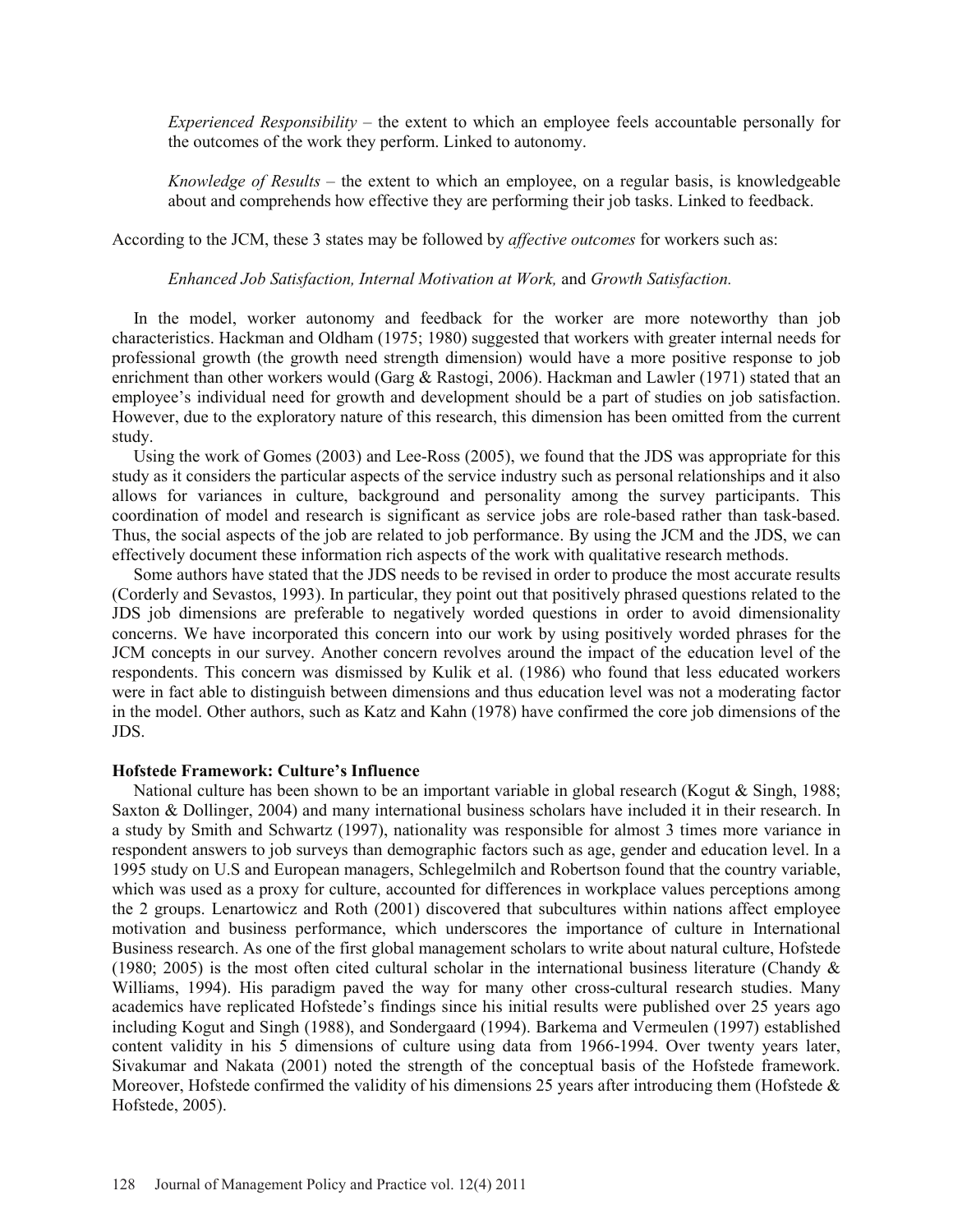*Experienced Responsibility* – the extent to which an employee feels accountable personally for the outcomes of the work they perform. Linked to autonomy.

*Knowledge of Results* – the extent to which an employee, on a regular basis, is knowledgeable about and comprehends how effective they are performing their job tasks. Linked to feedback.

According to the JCM, these 3 states may be followed by *affective outcomes* for workers such as:

*Enhanced Job Satisfaction, Internal Motivation at Work,* and *Growth Satisfaction.*

In the model, worker autonomy and feedback for the worker are more noteworthy than job characteristics. Hackman and Oldham (1975; 1980) suggested that workers with greater internal needs for professional growth (the growth need strength dimension) would have a more positive response to job enrichment than other workers would (Garg & Rastogi, 2006). Hackman and Lawler (1971) stated that an employee's individual need for growth and development should be a part of studies on job satisfaction. However, due to the exploratory nature of this research, this dimension has been omitted from the current study.

Using the work of Gomes (2003) and Lee-Ross (2005), we found that the JDS was appropriate for this study as it considers the particular aspects of the service industry such as personal relationships and it also allows for variances in culture, background and personality among the survey participants. This coordination of model and research is significant as service jobs are role-based rather than task-based. Thus, the social aspects of the job are related to job performance. By using the JCM and the JDS, we can effectively document these information rich aspects of the work with qualitative research methods.

Some authors have stated that the JDS needs to be revised in order to produce the most accurate results (Corderly and Sevastos, 1993). In particular, they point out that positively phrased questions related to the JDS job dimensions are preferable to negatively worded questions in order to avoid dimensionality concerns. We have incorporated this concern into our work by using positively worded phrases for the JCM concepts in our survey. Another concern revolves around the impact of the education level of the respondents. This concern was dismissed by Kulik et al. (1986) who found that less educated workers were in fact able to distinguish between dimensions and thus education level was not a moderating factor in the model. Other authors, such as Katz and Kahn (1978) have confirmed the core job dimensions of the JDS.

### Hofstede Framework: Culture's Influence

National culture has been shown to be an important variable in global research (Kogut & Singh, 1988; Saxton & Dollinger, 2004) and many international business scholars have included it in their research. In a study by Smith and Schwartz (1997), nationality was responsible for almost 3 times more variance in respondent answers to job surveys than demographic factors such as age, gender and education level. In a 1995 study on U.S and European managers, Schlegelmilch and Robertson found that the country variable, which was used as a proxy for culture, accounted for differences in workplace values perceptions among the 2 groups. Lenartowicz and Roth (2001) discovered that subcultures within nations affect employee motivation and business performance, which underscores the importance of culture in International Business research. As one of the first global management business scholars to write about natural culture, Hofstede (1980; 2005) is the most often cited cultural scholar in the international business literature (Chandy & Williams, 1994). His paradigm paved the way for many other cross-cultural research studies. Many academics have replicated Hofstede's findings since his initial results were published over 25 years ago including Kogut and Singh (1988), and Sondergaard (1994). Barkema and Vermeulen (1997) established content validity in his 5 dimensions of culture using data from 1966-1994. Over twenty years later, Sivakumar and Nakata (2001) noted the strength of the conceptual basis of the Hofstede framework. Moreover, Hofstede confirmed the validity of his dimensions 25 years after introducing them (Hofstede & Hofstede, 2005).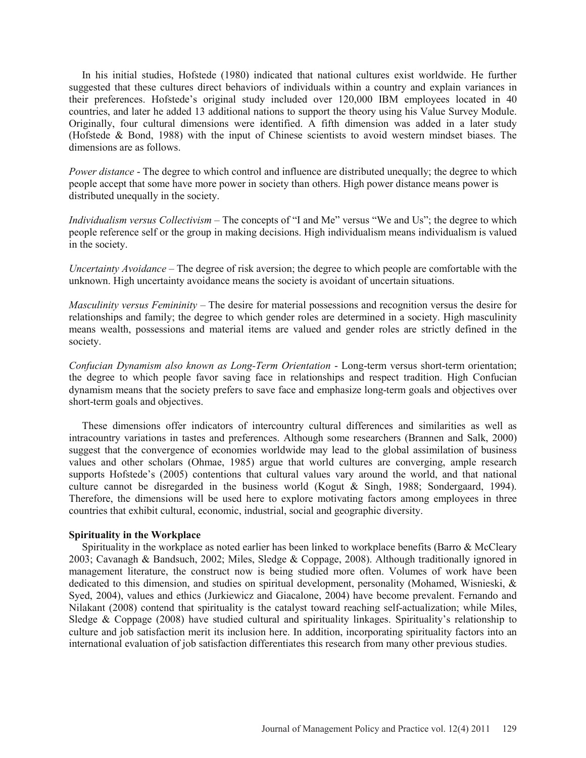In his initial studies, Hofstede (1980) indicated that national cultures exist worldwide. He further suggested that these cultures direct behaviors of individuals within a country and explain variances in their preferences. Hofstede's original study included over 120,000 IBM employees located in 40 countries, and later he added 13 additional nations to support the theory using his Value Survey Module. Originally, four cultural dimensions were identified. A fifth dimension was added in a later study (Hofstede & Bond, 1988) with the input of Chinese scientists to avoid western mindset biases. The dimensions are as follows.

*Power distance* - The degree to which control and influence are distributed unequally; the degree to which people accept that some have more power in society than others. High power distance means power is distributed unequally in the society.

*Individualism versus Collectivism* – The concepts of "I and Me" versus "We and Us"; the degree to which people reference self or the group in making decisions. High individualism means individualism is valued in the society.

*Uncertainty Avoidance* – The degree of risk aversion; the degree to which people are comfortable with the unknown. High uncertainty avoidance means the society is avoidant of uncertain situations.

*Masculinity versus Femininity* – The desire for material possessions and recognition versus the desire for relationships and family; the degree to which gender roles are determined in a society. High masculinity means wealth, possessions and material items are valued and gender roles are strictly defined in the society.

*Confucian Dynamism also known as Long-Term Orientation* - Long-term versus short-term orientation; the degree to which people favor saving face in relationships and respect tradition. High Confucian dynamism means that the society prefers to save face and emphasize long-term goals and objectives over short-term goals and objectives.

These dimensions offer indicators of intercountry cultural differences and similarities as well as intracountry variations in tastes and preferences. Although some researchers (Brannen and Salk, 2000) suggest that the convergence of economies worldwide may lead to the global assimilation of business values and other scholars (Ohmae, 1985) argue that world cultures are converging, ample research supports Hofstede's (2005) contentions that cultural values vary around the world, and that national culture cannot be disregarded in the business world (Kogut & Singh, 1988; Sondergaard, 1994). Therefore, the dimensions will be used here to explore motivating factors among employees in three countries that exhibit cultural, economic, industrial, social and geographic diversity.

**Spirituality in the Workplace**

Spirituality in the workplace as noted earlier has been linked to workplace benefits (Barro & McCleary 2003; Cavanagh & Bandsuch, 2002; Miles, Sledge & Coppage, 2008). Although traditionally ignored in management literature, the construct now is being studied more often. Volumes of work have been dedicated to this dimension, and studies on spiritual development, personality (Mohamed, Wisnieski, & Syed, 2004), values and ethics (Jurkiewicz and Giacalone, 2004) have become prevalent. Fernando and Nilakant (2008) contend that spirituality is the catalyst toward reaching self-actualization; while Miles, Sledge & Coppage (2008) have studied cultural and spirituality linkages. Spirituality's relationship to culture and job satisfaction merit its inclusion here. In addition, incorporating spirituality factors into an international evaluation of job satisfaction differentiates this research from many other previous studies.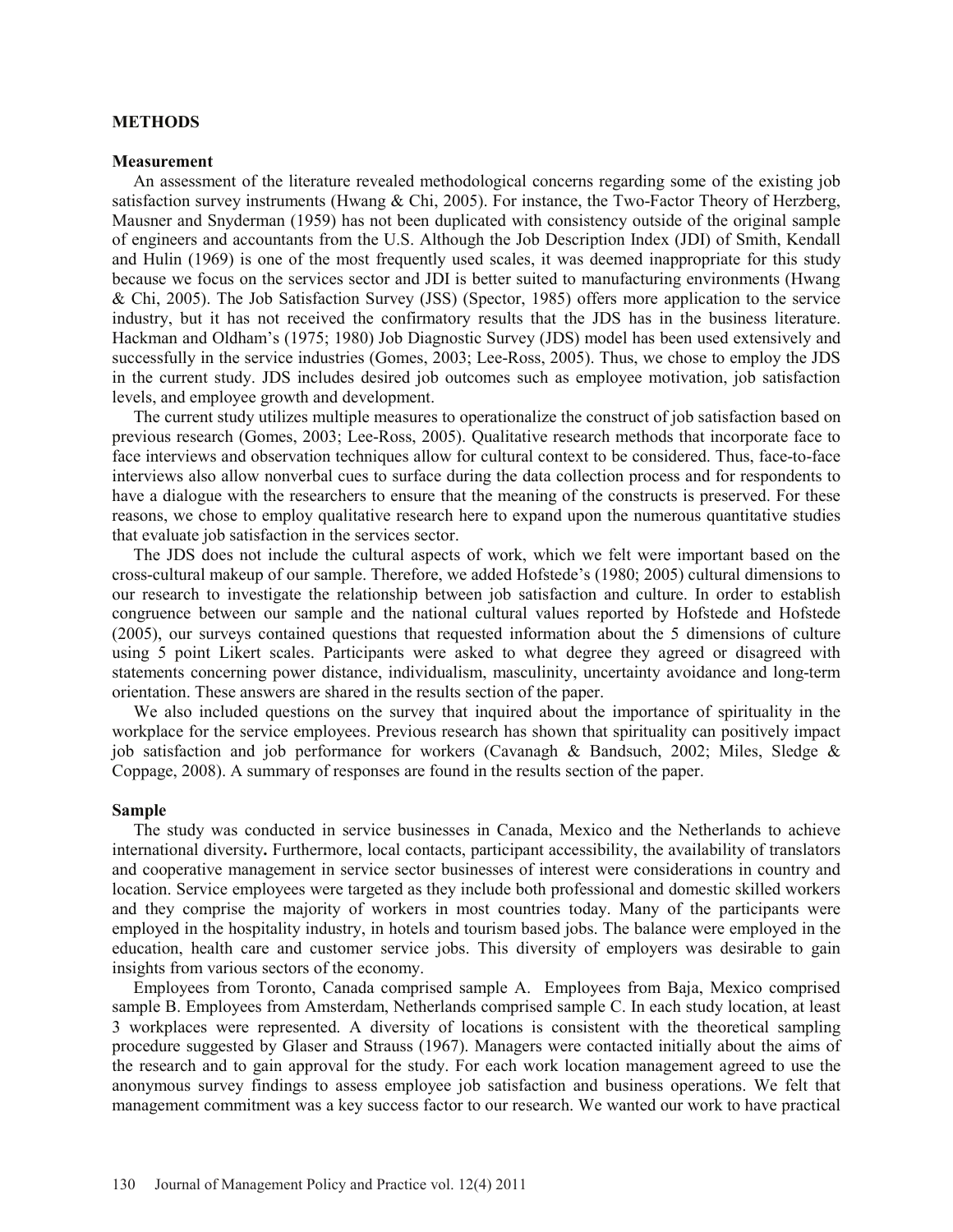## METHODS

### Measurement

An assessment of the literature revealed methodological concerns regarding some of the existing job satisfaction survey instruments (Hwang & Chi, 2005). For instance, the Two-Factor Theory of Herzberg, Mausner and Snyderman (1959) has not been duplicated with consistency outside of the original sample of engineers and accountants from the U.S. Although the Job Description Index (JDI) of Smith, Kendall and Hulin (1969) is one of the most frequently used scales, it was deemed inappropriate for this study because we focus on the services sector and JDI is better suited to manufacturing environments (Hwang & Chi, 2005). The Job Satisfaction Survey (JSS) (Spector, 1985) offers more application to the service industry, but it has not received the confirmatory results that the JDS has in the business literature. Hackman and Oldham's (1975; 1980) Job Diagnostic Survey (JDS) model has been used extensively and successfully in the service industries (Gomes, 2003; Lee-Ross, 2005). Thus, we chose to employ the JDS in the current study. JDS includes desired job outcomes such as employee motivation, job satisfaction levels, and employee growth and development.

The current study utilizes multiple measures to operationalize the construct of job satisfaction based on previous research (Gomes, 2003; Lee-Ross, 2005). Qualitative research methods that incorporate face to face interviews and observation techniques allow for cultural context to be considered. Thus, face-to-face interviews also allow nonverbal cues to surface during the data collection process and for respondents to have a dialogue with the researchers to ensure that the meaning of the constructs is preserved. For these reasons, we chose to employ qualitative research here to expand upon the numerous quantitative studies that evaluate job satisfaction in the services sector.

The JDS does not include the cultural aspects of work, which we felt were important based on the cross-cultural makeup of our sample. Therefore, we added Hofstede's (1980; 2005) cultural dimensions to our research to investigate the relationship between job satisfaction and culture. In order to establish congruence between our sample and the national cultural values reported by Hofstede and Hofstede (2005), our surveys contained questions that requested information about the 5 dimensions of culture using 5 point Likert scales. Participants were asked to what degree they agreed or disagreed with statements concerning power distance, individualism, masculinity, uncertainty avoidance and long-term orientation. These answers are shared in the results section of the paper.

We also included questions on the survey that inquired about the importance of spirituality in the workplace for the service employees. Previous research has shown that spirituality can positively impact job satisfaction and job performance for workers (Cavanagh & Bandsuch, 2002; Miles, Sledge & Coppage, 2008). A summary of responses are found in the results section of the paper.

### Sample

The study was conducted in service businesses in Canada, Mexico and the Netherlands to achieve international diversity**.** Furthermore, local contacts, participant accessibility, the availability of translators and cooperative management in service sector businesses of interest were considerations in country and location. Service employees were targeted as they include both professional and domestic skilled workers and they comprise the majority of workers in most countries today. Many of the participants were employed in the hospitality industry, in hotels and tourism based jobs. The balance were employed in the education, health care and customer service jobs. This diversity of employers was desirable to gain insights from various sectors of the economy.

Employees from Toronto, Canada comprised sample A. Employees from Baja, Mexico comprised sample B. Employees from Amsterdam, Netherlands comprised sample C. In each study location, at least 3 workplaces were represented. A diversity of locations is consistent with the theoretical sampling procedure suggested by Glaser and Strauss (1967). Managers were contacted initially about the aims of the research and to gain approval for the study. For each work location management agreed to use the anonymous survey findings to assess employee job satisfaction and business operations. We felt that management commitment was a key success factor to our research. We wanted our work to have practical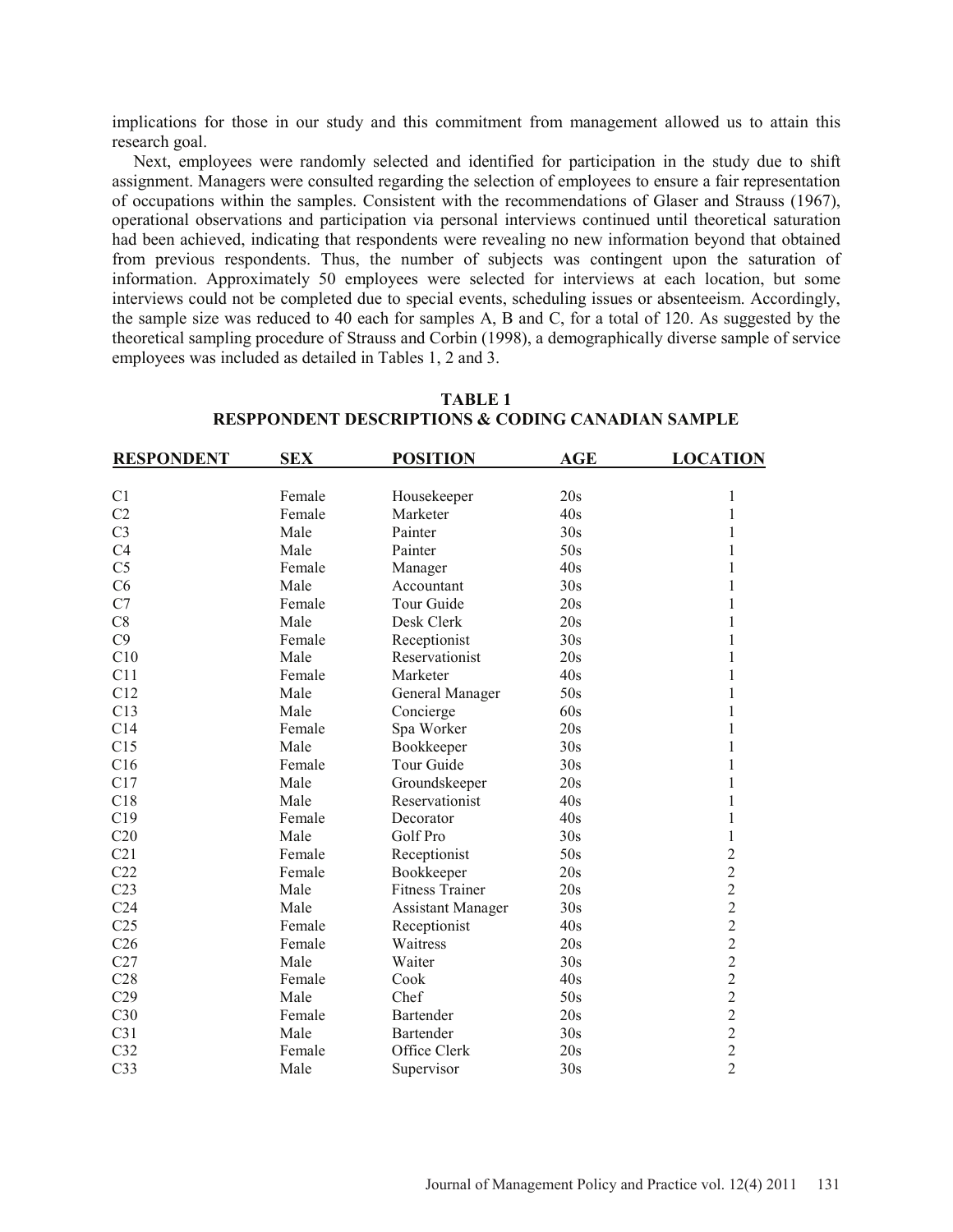implications for those in our study and this commitment from management allowed us to attain this research goal.

Next, employees were randomly selected and identified for participation in the study due to shift assignment. Managers were consulted regarding the selection of employees to ensure a fair representation of occupations within the samples. Consistent with the recommendations of Glaser and Strauss (1967), operational observations and participation via personal interviews continued until theoretical saturation had been achieved, indicating that respondents were revealing no new information beyond that obtained from previous respondents. Thus, the number of subjects was contingent upon the saturation of information. Approximately 50 employees were selected for interviews at each location, but some interviews could not be completed due to special events, scheduling issues or absenteeism. Accordingly, the sample size was reduced to 40 each for samples A, B and C, for a total of 120. As suggested by the theoretical sampling procedure of Strauss and Corbin (1998), a demographically diverse sample of service employees was included as detailed in Tables 1, 2 and 3.

**TABLE 1**
**RESPPONDENT DESCRIPTIONS & CODING CANADIAN SAMPLE**

| RESPONDENT | SEX | POSITION | AGE | LOCATION |
|---|---|---|---|---|
| C1 | Female | Housekeeper | 20s | 1 |
| C2 | Female | Marketer | 40s | 1 |
| C3 | Male | Painter | 30s | 1 |
| C4 | Male | Painter | 50s | 1 |
| C5 | Female | Manager | 40s | 1 |
| C6 | Male | Accountant | 30s | 1 |
| C7 | Female | Tour Guide | 20s | 1 |
| C8 | Male | Desk Clerk | 20s | 1 |
| C9 | Female | Receptionist | 30s | 1 |
| C10 | Male | Reservationist | 20s | 1 |
| C11 | Female | Marketer | 40s | 1 |
| C12 | Male | General Manager | 50s | 1 |
| C13 | Male | Concierge | 60s | 1 |
| C14 | Female | Spa Worker | 20s | 1 |
| C15 | Male | Bookkeeper | 30s | 1 |
| C16 | Female | Tour Guide | 30s | 1 |
| C17 | Male | Groundskeeper | 20s | 1 |
| C18 | Male | Reservationist | 40s | 1 |
| C19 | Female | Decorator | 40s | 1 |
| C20 | Male | Golf Pro | 30s | 1 |
| C21 | Female | Receptionist | 50s | 2 |
| C22 | Female | Bookkeeper | 20s | 2 |
| C23 | Male | Fitness Trainer | 20s | 2 |
| C24 | Male | Assistant Manager | 30s | 2 |
| C25 | Female | Receptionist | 40s | 2 |
| C26 | Female | Waitress | 20s | 2 |
| C27 | Male | Waiter | 30s | 2 |
| C28 | Female | Cook | 40s | 2 |
| C29 | Male | Chef | 50s | 2 |
| C30 | Female | Bartender | 20s | 2 |
| C31 | Male | Bartender | 30s | 2 |
| C32 | Female | Office Clerk | 20s | 2 |
| C33 | Male | Supervisor | 30s | 2 |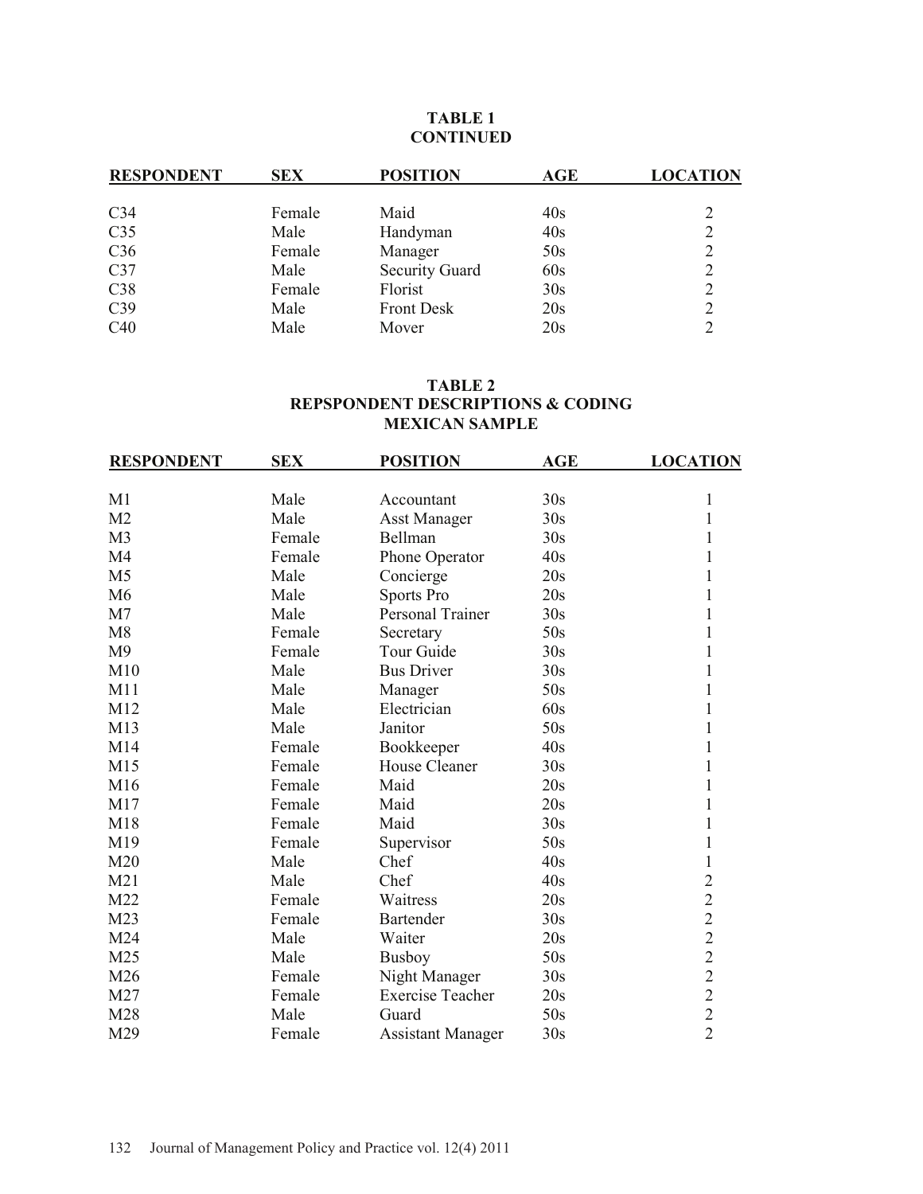**TABLE 1**
**CONTINUED**

| RESPONDENT | SEX | POSITION | AGE | LOCATION |
|---|---|---|---|---|
| C34 | Female | Maid | 40s | 2 |
| C35 | Male | Handyman | 40s | 2 |
| C36 | Female | Manager | 50s | 2 |
| C37 | Male | Security Guard | 60s | 2 |
| C38 | Female | Florist | 30s | 2 |
| C39 | Male | Front Desk | 20s | 2 |
| C40 | Male | Mover | 20s | 2 |

**TABLE 2**
**REPSPONDENT DESCRIPTIONS & CODING**
**MEXICAN SAMPLE**

| RESPONDENT | SEX | POSITION | AGE | LOCATION |
|---|---|---|---|---|
| M1 | Male | Accountant | 30s | 1 |
| M2 | Male | Asst Manager | 30s | 1 |
| M3 | Female | Bellman | 30s | 1 |
| M4 | Female | Phone Operator | 40s | 1 |
| M5 | Male | Concierge | 20s | 1 |
| M6 | Male | Sports Pro | 20s | 1 |
| M7 | Male | Personal Trainer | 30s | 1 |
| M8 | Female | Secretary | 50s | 1 |
| M9 | Female | Tour Guide | 30s | 1 |
| M10 | Male | Bus Driver | 30s | 1 |
| M11 | Male | Manager | 50s | 1 |
| M12 | Male | Electrician | 60s | 1 |
| M13 | Male | Janitor | 50s | 1 |
| M14 | Female | Bookkeeper | 40s | 1 |
| M15 | Female | House Cleaner | 30s | 1 |
| M16 | Female | Maid | 20s | 1 |
| M17 | Female | Maid | 20s | 1 |
| M18 | Female | Maid | 30s | 1 |
| M19 | Female | Supervisor | 50s | 1 |
| M20 | Male | Chef | 40s | 1 |
| M21 | Male | Chef | 40s | 2 |
| M22 | Female | Waitress | 20s | 2 |
| M23 | Female | Bartender | 30s | 2 |
| M24 | Male | Waiter | 20s | 2 |
| M25 | Male | Busboy | 50s | 2 |
| M26 | Female | Night Manager | 30s | 2 |
| M27 | Female | Exercise Teacher | 20s | 2 |
| M28 | Male | Guard | 50s | 2 |
| M29 | Female | Assistant Manager | 30s | 2 |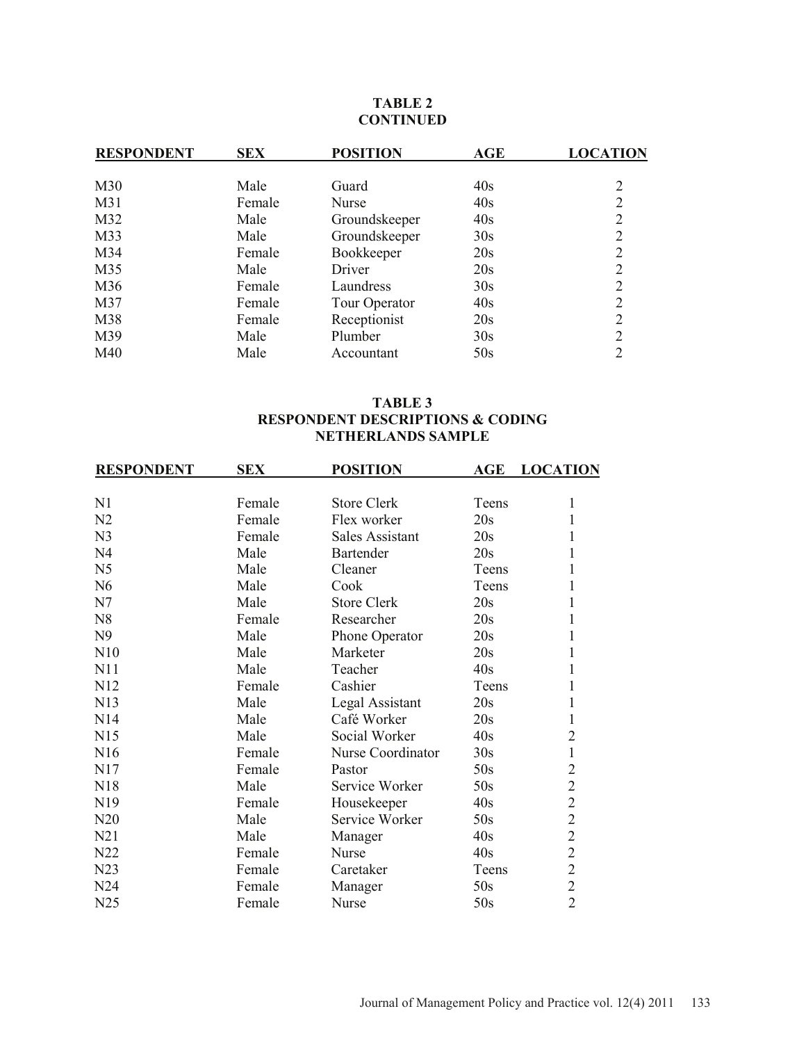**TABLE 2**
**CONTINUED**

| RESPONDENT | SEX | POSITION | AGE | LOCATION |
|---|---|---|---|---|
| M30 | Male | Guard | 40s | 2 |
| M31 | Female | Nurse | 40s | 2 |
| M32 | Male | Groundskeeper | 40s | 2 |
| M33 | Male | Groundskeeper | 30s | 2 |
| M34 | Female | Bookkeeper | 20s | 2 |
| M35 | Male | Driver | 20s | 2 |
| M36 | Female | Laundress | 30s | 2 |
| M37 | Female | Tour Operator | 40s | 2 |
| M38 | Female | Receptionist | 20s | 2 |
| M39 | Male | Plumber | 30s | 2 |
| M40 | Male | Accountant | 50s | 2 |

**TABLE 3**
**RESPONDENT DESCRIPTIONS & CODING**
**NETHERLANDS SAMPLE**

| RESPONDENT | SEX | POSITION | AGE | LOCATION |
|---|---|---|---|---|
| N1 | Female | Store Clerk | Teens | 1 |
| N2 | Female | Flex worker | 20s | 1 |
| N3 | Female | Sales Assistant | 20s | 1 |
| N4 | Male | Bartender | 20s | 1 |
| N5 | Male | Cleaner | Teens | 1 |
| N6 | Male | Cook | Teens | 1 |
| N7 | Male | Store Clerk | 20s | 1 |
| N8 | Female | Researcher | 20s | 1 |
| N9 | Male | Phone Operator | 20s | 1 |
| N10 | Male | Marketer | 20s | 1 |
| N11 | Male | Teacher | 40s | 1 |
| N12 | Female | Cashier | Teens | 1 |
| N13 | Male | Legal Assistant | 20s | 1 |
| N14 | Male | Café Worker | 20s | 1 |
| N15 | Male | Social Worker | 40s | 2 |
| N16 | Female | Nurse Coordinator | 30s | 1 |
| N17 | Female | Pastor | 50s | 2 |
| N18 | Male | Service Worker | 50s | 2 |
| N19 | Female | Housekeeper | 40s | 2 |
| N20 | Male | Service Worker | 50s | 2 |
| N21 | Male | Manager | 40s | 2 |
| N22 | Female | Nurse | 40s | 2 |
| N23 | Female | Caretaker | Teens | 2 |
| N24 | Female | Manager | 50s | 2 |
| N25 | Female | Nurse | 50s | 2 |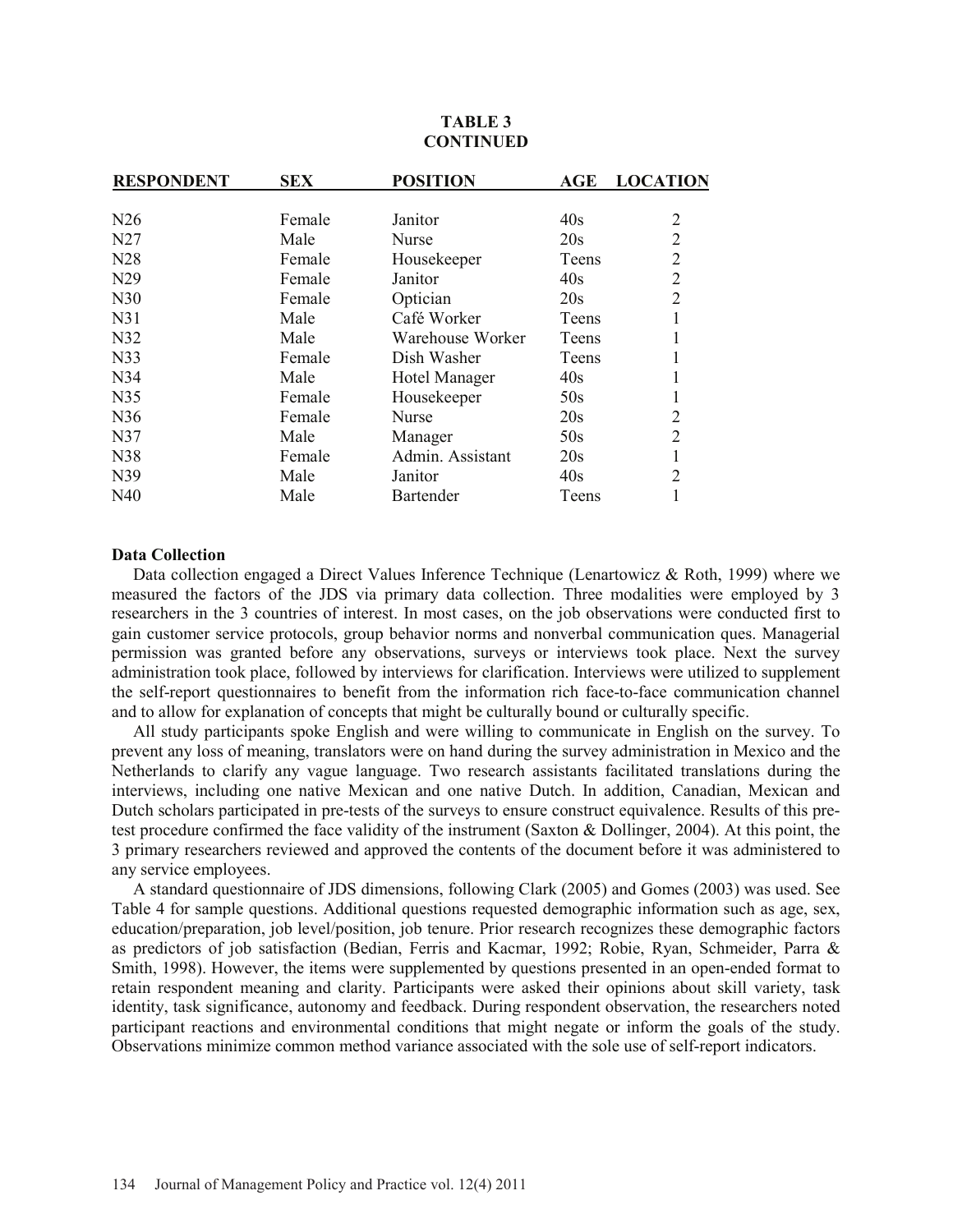**TABLE 3**
**CONTINUED**

| RESPONDENT | SEX | POSITION | AGE | LOCATION |
|---|---|---|---|---|
| N26 | Female | Janitor | 40s | 2 |
| N27 | Male | Nurse | 20s | 2 |
| N28 | Female | Housekeeper | Teens | 2 |
| N29 | Female | Janitor | 40s | 2 |
| N30 | Female | Optician | 20s | 2 |
| N31 | Male | Café Worker | Teens | 1 |
| N32 | Male | Warehouse Worker | Teens | 1 |
| N33 | Female | Dish Washer | Teens | 1 |
| N34 | Male | Hotel Manager | 40s | 1 |
| N35 | Female | Housekeeper | 50s | 1 |
| N36 | Female | Nurse | 20s | 2 |
| N37 | Male | Manager | 50s | 2 |
| N38 | Female | Admin. Assistant | 20s | 1 |
| N39 | Male | Janitor | 40s | 2 |
| N40 | Male | Bartender | Teens | 1 |

### Data Collection

Data collection engaged a Direct Values Inference Technique (Lenartowicz & Roth, 1999) where we measured the factors of the JDS via primary data collection. Three modalities were employed by 3 researchers in the 3 countries of interest. In most cases, on the job observations were conducted first to gain customer service protocols, group behavior norms and nonverbal communication ques. Managerial permission was granted before any observations, surveys or interviews took place. Next the survey administration took place, followed by interviews for clarification. Interviews were utilized to supplement the self-report questionnaires to benefit from the information rich face-to-face communication channel and to allow for explanation of concepts that might be culturally bound or culturally specific.

All study participants spoke English and were willing to communicate in English on the survey. To prevent any loss of meaning, translators were on hand during the survey administration in Mexico and the Netherlands to clarify any vague language. Two research assistants facilitated translations during the interviews, including one native Mexican and one native Dutch. In addition, Canadian, Mexican and Dutch scholars participated in pre-tests of the surveys to ensure construct equivalence. Results of this pre-test procedure confirmed the face validity of the instrument (Saxton & Dollinger, 2004). At this point, the 3 primary researchers reviewed and approved the contents of the document before it was administered to any service employees.

A standard questionnaire of JDS dimensions, following Clark (2005) and Gomes (2003) was used. See Table 4 for sample questions. Additional questions requested demographic information such as age, sex, education/preparation, job level/position, job tenure. Prior research recognizes these demographic factors as predictors of job satisfaction (Bedian, Ferris and Kacmar, 1992; Robie, Ryan, Schmeider, Parra & Smith, 1998). However, the items were supplemented by questions presented in an open-ended format to retain respondent meaning and clarity. Participants were asked their opinions about skill variety, task identity, task significance, autonomy and feedback. During respondent observation, the researchers noted participant reactions and environmental conditions that might negate or inform the goals of the study. Observations minimize common method variance associated with the sole use of self-report indicators.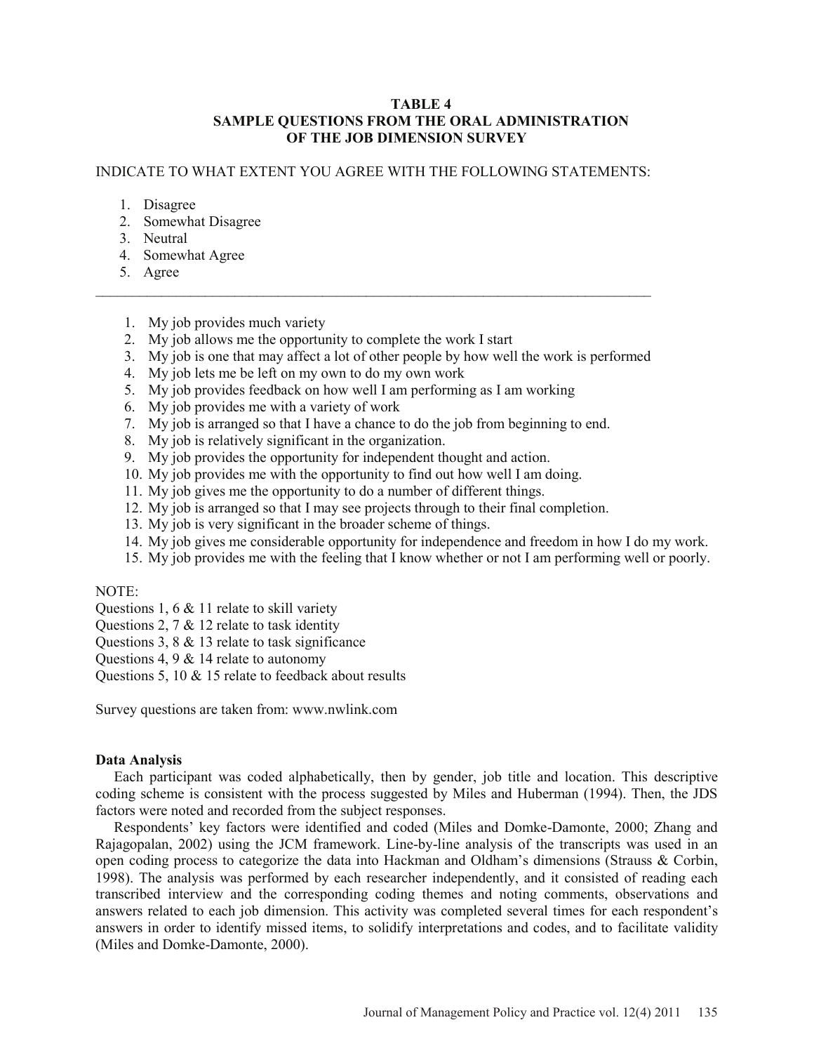**TABLE 4**
**SAMPLE QUESTIONS FROM THE ORAL ADMINISTRATION OF THE JOB DIMENSION SURVEY**

INDICATE TO WHAT EXTENT YOU AGREE WITH THE FOLLOWING STATEMENTS:

1. Disagree
2. Somewhat Disagree
3. Neutral
4. Somewhat Agree
5. Agree

---

1. My job provides much variety
2. My job allows me the opportunity to complete the work I start
3. My job is one that may affect a lot of other people by how well the work is performed
4. My job lets me be left on my own to do my own work
5. My job provides feedback on how well I am performing as I am working
6. My job provides me with a variety of work
7. My job is arranged so that I have a chance to do the job from beginning to end.
8. My job is relatively significant in the organization.
9. My job provides the opportunity for independent thought and action.
10. My job provides me with the opportunity to find out how well I am doing.
11. My job gives me the opportunity to do a number of different things.
12. My job is arranged so that I may see projects through to their final completion.
13. My job is very significant in the broader scheme of things.
14. My job gives me considerable opportunity for independence and freedom in how I do my work.
15. My job provides me with the feeling that I know whether or not I am performing well or poorly.

NOTE:
Questions 1, 6 & 11 relate to skill variety
Questions 2, 7 & 12 relate to task identity
Questions 3, 8 & 13 relate to task significance
Questions 4, 9 & 14 relate to autonomy
Questions 5, 10 & 15 relate to feedback about results

Survey questions are taken from: www.nwlink.com

**Data Analysis**

Each participant was coded alphabetically, then by gender, job title and location. This descriptive coding scheme is consistent with the process suggested by Miles and Huberman (1994). Then, the JDS factors were noted and recorded from the subject responses.

Respondents' key factors were identified and coded (Miles and Domke-Damonte, 2000; Zhang and Rajagopalan, 2002) using the JCM framework. Line-by-line analysis of the transcripts was used in an open coding process to categorize the data into Hackman and Oldham's dimensions (Strauss & Corbin, 1998). The analysis was performed by each researcher independently, and it consisted of reading each transcribed interview and the corresponding coding themes and noting comments, observations and answers related to each job dimension. This activity was completed several times for each respondent's answers in order to identify missed items, to solidify interpretations and codes, and to facilitate validity (Miles and Domke-Damonte, 2000).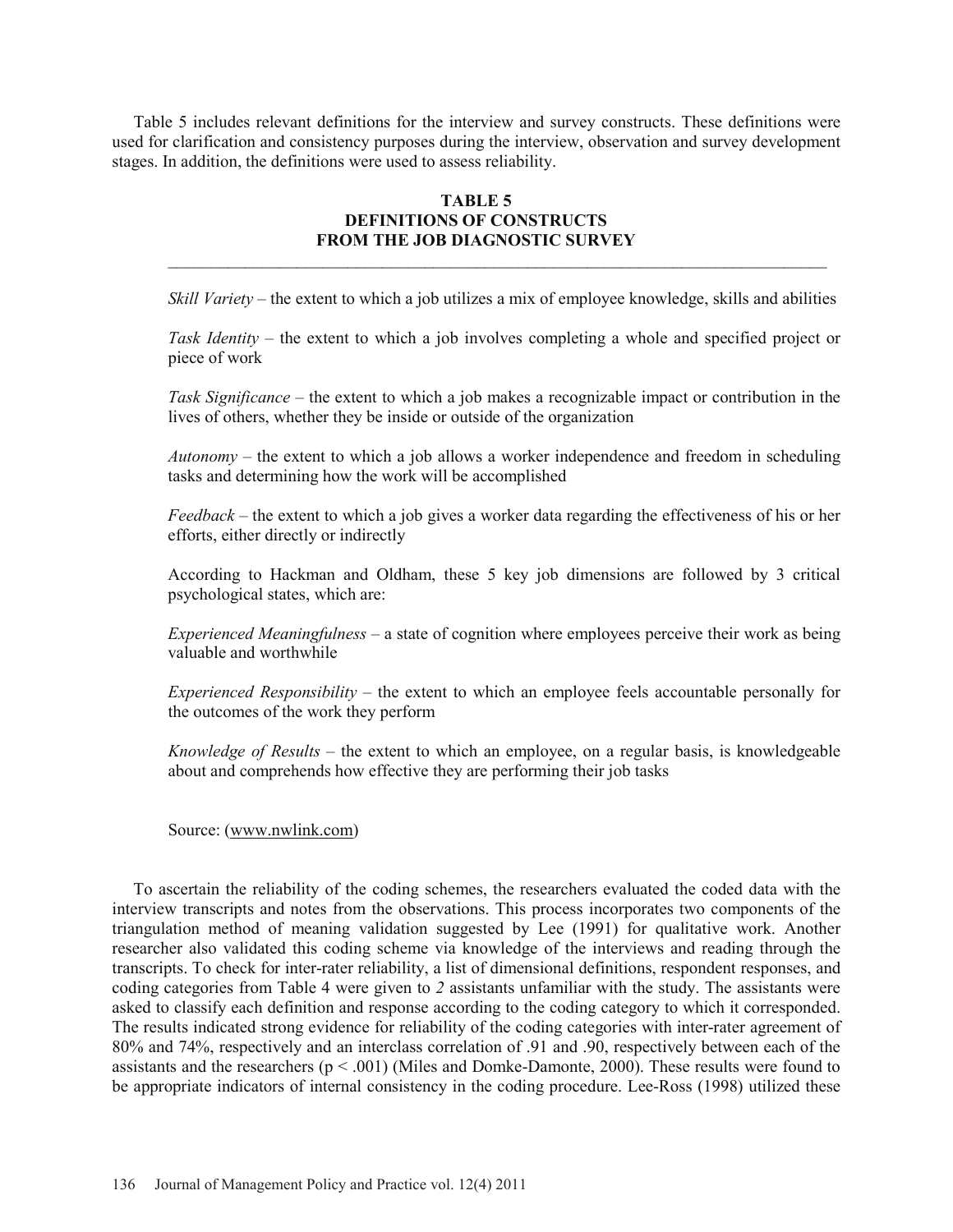Table 5 includes relevant definitions for the interview and survey constructs. These definitions were used for clarification and consistency purposes during the interview, observation and survey development stages. In addition, the definitions were used to assess reliability.

**TABLE 5**
**DEFINITIONS OF CONSTRUCTS**
**FROM THE JOB DIAGNOSTIC SURVEY**

*Skill Variety* – the extent to which a job utilizes a mix of employee knowledge, skills and abilities

*Task Identity* – the extent to which a job involves completing a whole and specified project or piece of work

*Task Significance* – the extent to which a job makes a recognizable impact or contribution in the lives of others, whether they be inside or outside of the organization

*Autonomy* – the extent to which a job allows a worker independence and freedom in scheduling tasks and determining how the work will be accomplished

*Feedback* – the extent to which a job gives a worker data regarding the effectiveness of his or her efforts, either directly or indirectly

According to Hackman and Oldham, these 5 key job dimensions are followed by 3 critical psychological states, which are:

*Experienced Meaningfulness* – a state of cognition where employees perceive their work as being valuable and worthwhile

*Experienced Responsibility* – the extent to which an employee feels accountable personally for the outcomes of the work they perform

*Knowledge of Results* – the extent to which an employee, on a regular basis, is knowledgeable about and comprehends how effective they are performing their job tasks

Source: (www.nwlink.com)

To ascertain the reliability of the coding schemes, the researchers evaluated the coded data with the interview transcripts and notes from the observations. This process incorporates two components of the triangulation method of meaning validation suggested by Lee (1991) for qualitative work. Another researcher also validated this coding scheme via knowledge of the interviews and reading through the transcripts. To check for inter-rater reliability, a list of dimensional definitions, respondent responses, and coding categories from Table 4 were given to *2* assistants unfamiliar with the study. The assistants were asked to classify each definition and response according to the coding category to which it corresponded. The results indicated strong evidence for reliability of the coding categories with inter-rater agreement of 80% and 74%, respectively and an interclass correlation of .91 and .90, respectively between each of the assistants and the researchers ($p < .001$) (Miles and Domke-Damonte, 2000). These results were found to be appropriate indicators of internal consistency in the coding procedure. Lee-Ross (1998) utilized these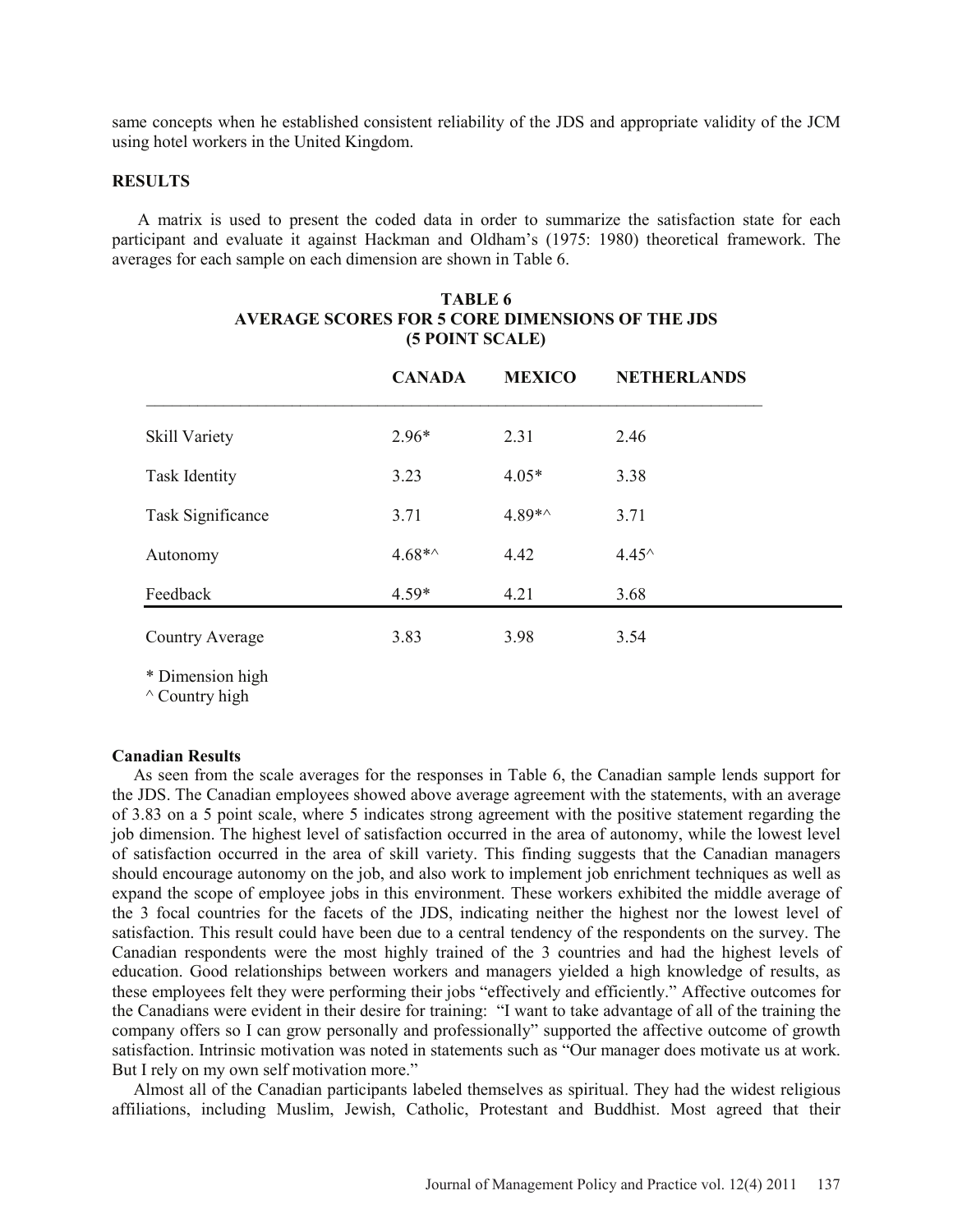same concepts when he established consistent reliability of the JDS and appropriate validity of the JCM using hotel workers in the United Kingdom.

## RESULTS

A matrix is used to present the coded data in order to summarize the satisfaction state for each participant and evaluate it against Hackman and Oldham's (1975: 1980) theoretical framework. The averages for each sample on each dimension are shown in Table 6.

**TABLE 6**
**AVERAGE SCORES FOR 5 CORE DIMENSIONS OF THE JDS (5 POINT SCALE)**

| | CANADA | MEXICO | NETHERLANDS |
|---|---|---|---|
| Skill Variety | 2.96* | 2.31 | 2.46 |
| Task Identity | 3.23 | 4.05* | 3.38 |
| Task Significance | 3.71 | 4.89*^ | 3.71 |
| Autonomy | 4.68*^ | 4.42 | 4.45^ |
| Feedback | 4.59* | 4.21 | 3.68 |
| Country Average | 3.83 | 3.98 | 3.54 |

\* Dimension high
^ Country high

### Canadian Results

As seen from the scale averages for the responses in Table 6, the Canadian sample lends support for the JDS. The Canadian employees showed above average agreement with the statements, with an average of 3.83 on a 5 point scale, where 5 indicates strong agreement with the positive statement regarding the job dimension. The highest level of satisfaction occurred in the area of autonomy, while the lowest level of satisfaction occurred in the area of skill variety. This finding suggests that the Canadian managers should encourage autonomy on the job, and also work to implement job enrichment techniques as well as expand the scope of employee jobs in this environment. These workers exhibited the middle average of the 3 focal countries for the facets of the JDS, indicating neither the highest nor the lowest level of satisfaction. This result could have been due to a central tendency of the respondents on the survey. The Canadian respondents were the most highly trained of the 3 countries and had the highest levels of education. Good relationships between workers and managers yielded a high knowledge of results, as these employees felt they were performing their jobs "effectively and efficiently." Affective outcomes for the Canadians were evident in their desire for training: "I want to take advantage of all of the training the company offers so I can grow personally and professionally" supported the affective outcome of growth satisfaction. Intrinsic motivation was noted in statements such as "Our manager does motivate us at work. But I rely on my own self motivation more."

Almost all of the Canadian participants labeled themselves as spiritual. They had the widest religious affiliations, including Muslim, Jewish, Catholic, Protestant and Buddhist. Most agreed that their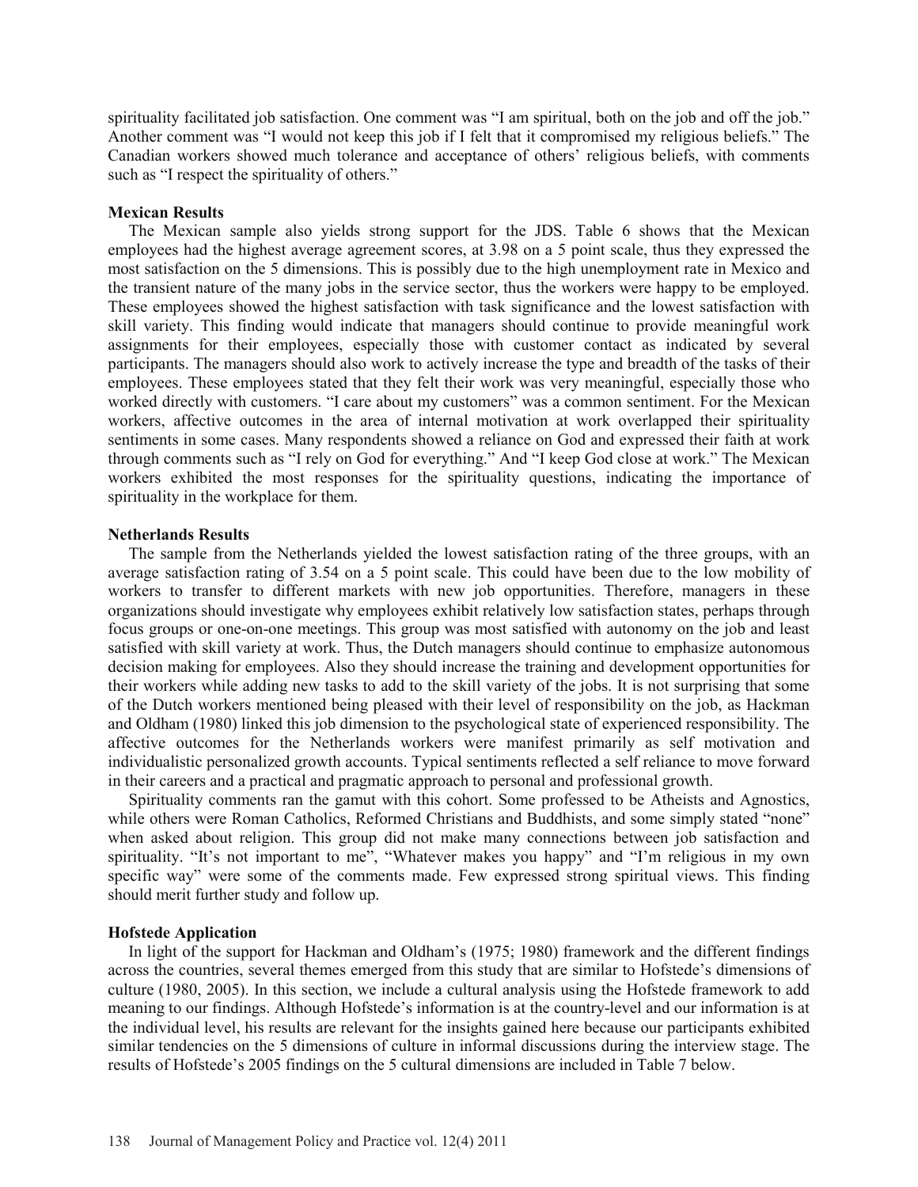spirituality facilitated job satisfaction. One comment was "I am spiritual, both on the job and off the job." Another comment was "I would not keep this job if I felt that it compromised my religious beliefs." The Canadian workers showed much tolerance and acceptance of others' religious beliefs, with comments such as "I respect the spirituality of others."

**Mexican Results**

The Mexican sample also yields strong support for the JDS. Table 6 shows that the Mexican employees had the highest average agreement scores, at 3.98 on a 5 point scale, thus they expressed the most satisfaction on the 5 dimensions. This is possibly due to the high unemployment rate in Mexico and the transient nature of the many jobs in the service sector, thus the workers were happy to be employed. These employees showed the highest satisfaction with task significance and the lowest satisfaction with skill variety. This finding would indicate that managers should continue to provide meaningful work assignments for their employees, especially those with customer contact as indicated by several participants. The managers should also work to actively increase the type and breadth of the tasks of their employees. These employees stated that they felt their work was very meaningful, especially those who worked directly with customers. "I care about my customers" was a common sentiment. For the Mexican workers, affective outcomes in the area of internal motivation at work overlapped their spirituality sentiments in some cases. Many respondents showed a reliance on God and expressed their faith at work through comments such as "I rely on God for everything." And "I keep God close at work." The Mexican workers exhibited the most responses for the spirituality questions, indicating the importance of spirituality in the workplace for them.

**Netherlands Results**

The sample from the Netherlands yielded the lowest satisfaction rating of the three groups, with an average satisfaction rating of 3.54 on a 5 point scale. This could have been due to the low mobility of workers to transfer to different markets with new job opportunities. Therefore, managers in these organizations should investigate why employees exhibit relatively low satisfaction states, perhaps through focus groups or one-on-one meetings. This group was most satisfied with autonomy on the job and least satisfied with skill variety at work. Thus, the Dutch managers should continue to emphasize autonomous decision making for employees. Also they should increase the training and development opportunities for their workers while adding new tasks to add to the skill variety of the jobs. It is not surprising that some of the Dutch workers mentioned being pleased with their level of responsibility on the job, as Hackman and Oldham (1980) linked this job dimension to the psychological state of experienced responsibility. The affective outcomes for the Netherlands workers were manifest primarily as self motivation and individualistic personalized growth accounts. Typical sentiments reflected a self reliance to move forward in their careers and a practical and pragmatic approach to personal and professional growth.

Spirituality comments ran the gamut with this cohort. Some professed to be Atheists and Agnostics, while others were Roman Catholics, Reformed Christians and Buddhists, and some simply stated "none" when asked about religion. This group did not make many connections between job satisfaction and spirituality. "It's not important to me", "Whatever makes you happy" and "I'm religious in my own specific way" were some of the comments made. Few expressed strong spiritual views. This finding should merit further study and follow up.

**Hofstede Application**

In light of the support for Hackman and Oldham's (1975; 1980) framework and the different findings across the countries, several themes emerged from this study that are similar to Hofstede's dimensions of culture (1980, 2005). In this section, we include a cultural analysis using the Hofstede framework to add meaning to our findings. Although Hofstede's information is at the country-level and our information is at the individual level, his results are relevant for the insights gained here because our participants exhibited similar tendencies on the 5 dimensions of culture in informal discussions during the interview stage. The results of Hofstede's 2005 findings on the 5 cultural dimensions are included in Table 7 below.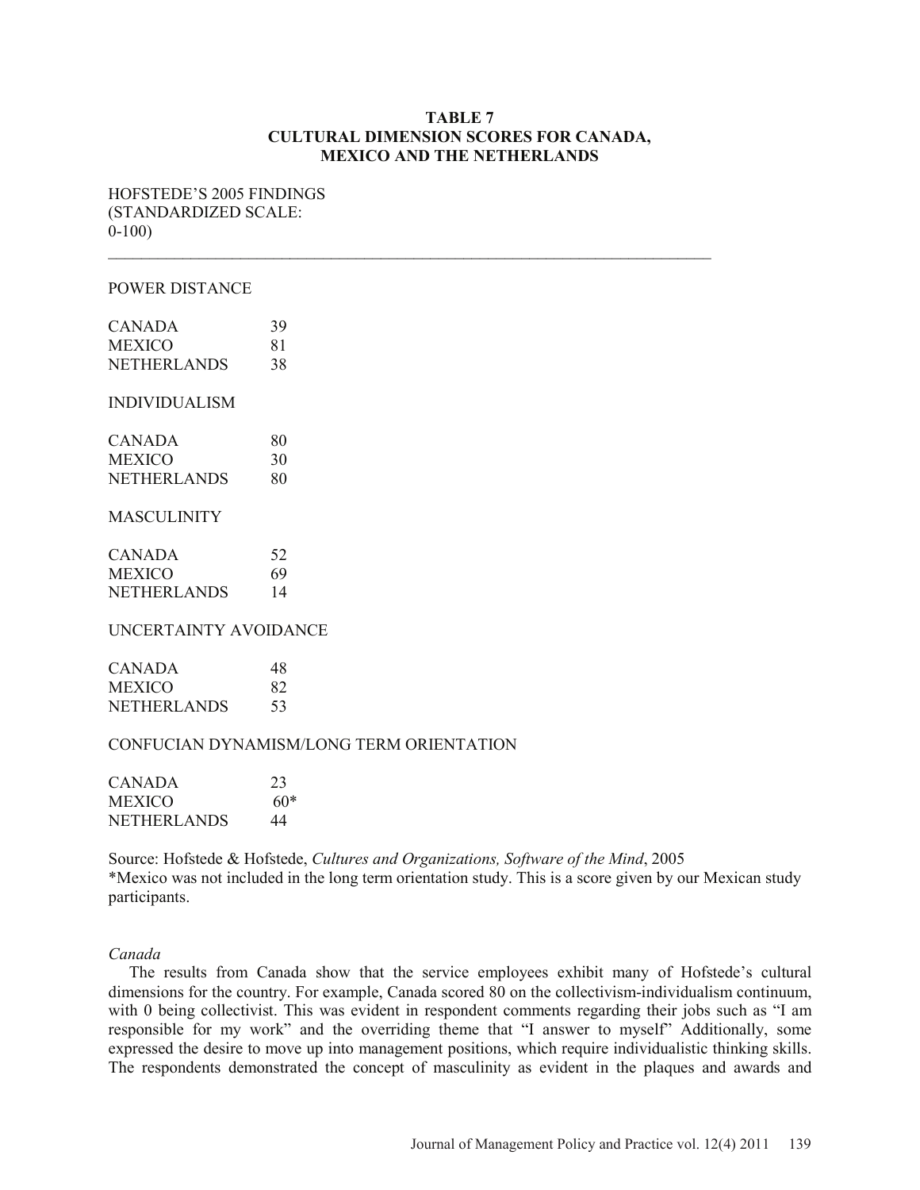**TABLE 7**
**CULTURAL DIMENSION SCORES FOR CANADA, MEXICO AND THE NETHERLANDS**

HOFSTEDE'S 2005 FINDINGS (STANDARDIZED SCALE: 0-100)

| | |
|---|---|
| **POWER DISTANCE** | |
| CANADA | 39 |
| MEXICO | 81 |
| NETHERLANDS | 38 |
| **INDIVIDUALISM** | |
| CANADA | 80 |
| MEXICO | 30 |
| NETHERLANDS | 80 |
| **MASCULINITY** | |
| CANADA | 52 |
| MEXICO | 69 |
| NETHERLANDS | 14 |
| **UNCERTAINTY AVOIDANCE** | |
| CANADA | 48 |
| MEXICO | 82 |
| NETHERLANDS | 53 |
| **CONFUCIAN DYNAMISM/LONG TERM ORIENTATION** | |
| CANADA | 23 |
| MEXICO | 60* |
| NETHERLANDS | 44 |

Source: Hofstede & Hofstede, *Cultures and Organizations, Software of the Mind*, 2005
*Mexico was not included in the long term orientation study. This is a score given by our Mexican study participants.

*Canada*

The results from Canada show that the service employees exhibit many of Hofstede's cultural dimensions for the country. For example, Canada scored 80 on the collectivism-individualism continuum, with 0 being collectivist. This was evident in respondent comments regarding their jobs such as "I am responsible for my work" and the overriding theme that "I answer to myself" Additionally, some expressed the desire to move up into management positions, which require individualistic thinking skills. The respondents demonstrated the concept of masculinity as evident in the plaques and awards and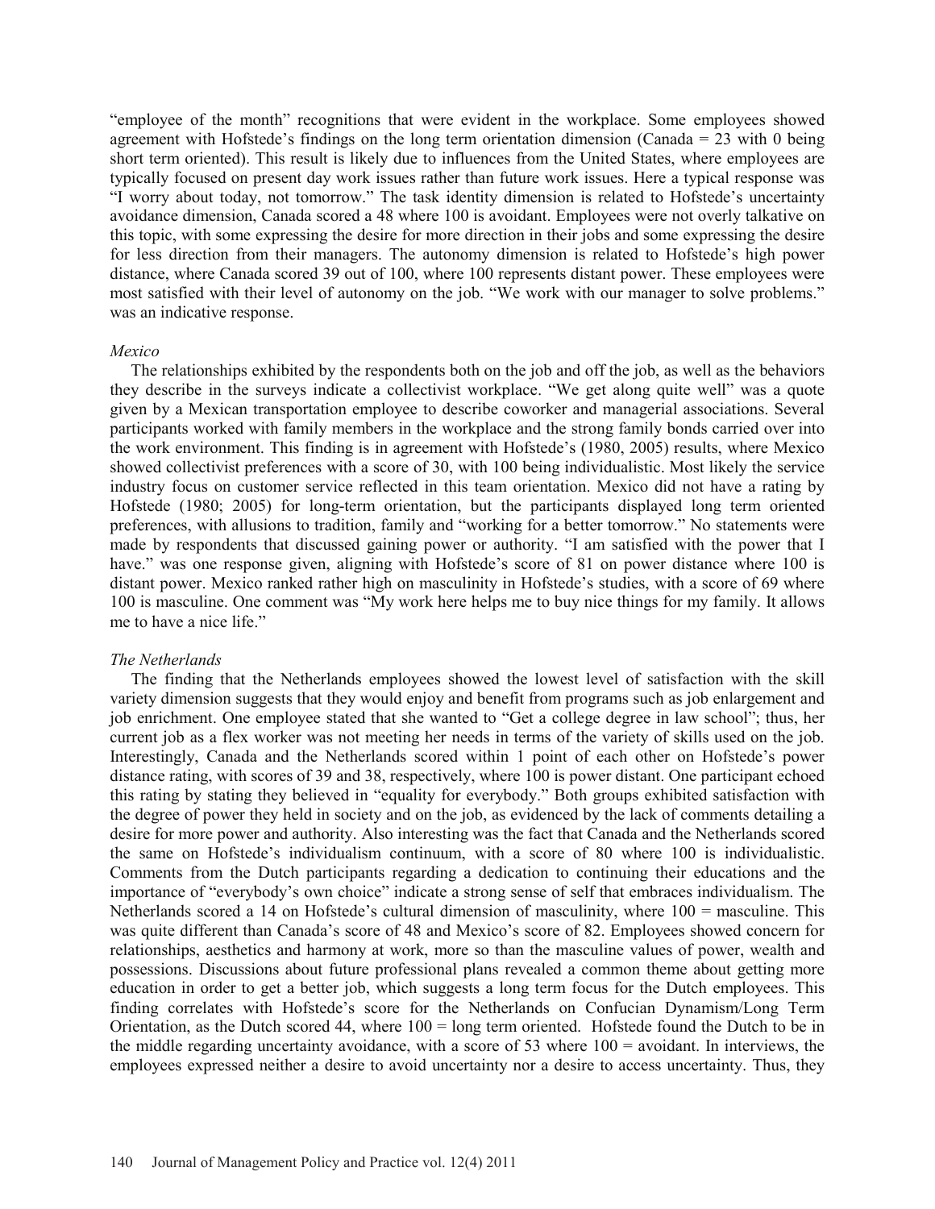"employee of the month" recognitions that were evident in the workplace. Some employees showed agreement with Hofstede's findings on the long term orientation dimension (Canada = 23 with 0 being short term oriented). This result is likely due to influences from the United States, where employees are typically focused on present day work issues rather than future work issues. Here a typical response was "I worry about today, not tomorrow." The task identity dimension is related to Hofstede's uncertainty avoidance dimension, Canada scored a 48 where 100 is avoidant. Employees were not overly talkative on this topic, with some expressing the desire for more direction in their jobs and some expressing the desire for less direction from their managers. The autonomy dimension is related to Hofstede's high power distance, where Canada scored 39 out of 100, where 100 represents distant power. These employees were most satisfied with their level of autonomy on the job. "We work with our manager to solve problems." was an indicative response.

*Mexico*

The relationships exhibited by the respondents both on the job and off the job, as well as the behaviors they describe in the surveys indicate a collectivist workplace. "We get along quite well" was a quote given by a Mexican transportation employee to describe coworker and managerial associations. Several participants worked with family members in the workplace and the strong family bonds carried over into the work environment. This finding is in agreement with Hofstede's (1980, 2005) results, where Mexico showed collectivist preferences with a score of 30, with 100 being individualistic. Most likely the service industry focus on customer service reflected in this team orientation. Mexico did not have a rating by Hofstede (1980; 2005) for long-term orientation, but the participants displayed long term oriented preferences, with allusions to tradition, family and "working for a better tomorrow." No statements were made by respondents that discussed gaining power or authority. "I am satisfied with the power that I have." was one response given, aligning with Hofstede's score of 81 on power distance where 100 is distant power. Mexico ranked rather high on masculinity in Hofstede's studies, with a score of 69 where 100 is masculine. One comment was "My work here helps me to buy nice things for my family. It allows me to have a nice life."

*The Netherlands*

The finding that the Netherlands employees showed the lowest level of satisfaction with the skill variety dimension suggests that they would enjoy and benefit from programs such as job enlargement and job enrichment. One employee stated that she wanted to "Get a college degree in law school"; thus, her current job as a flex worker was not meeting her needs in terms of the variety of skills used on the job. Interestingly, Canada and the Netherlands scored within 1 point of each other on Hofstede's power distance rating, with scores of 39 and 38, respectively, where 100 is power distant. One participant echoed this rating by stating they believed in "equality for everybody." Both groups exhibited satisfaction with the degree of power they held in society and on the job, as evidenced by the lack of comments detailing a desire for more power and authority. Also interesting was the fact that Canada and the Netherlands scored the same on Hofstede's individualism continuum, with a score of 80 where 100 is individualistic. Comments from the Dutch participants regarding a dedication to continuing their educations and the importance of "everybody's own choice" indicate a strong sense of self that embraces individualism. The Netherlands scored a 14 on Hofstede's cultural dimension of masculinity, where 100 = masculine. This was quite different than Canada's score of 48 and Mexico's score of 82. Employees showed concern for relationships, aesthetics and harmony at work, more so than the masculine values of power, wealth and possessions. Discussions about future professional plans revealed a common theme about getting more education in order to get a better job, which suggests a long term focus for the Dutch employees. This finding correlates with Hofstede's score for the Netherlands on Confucian Dynamism/Long Term Orientation, as the Dutch scored 44, where 100 = long term oriented. Hofstede found the Dutch to be in the middle regarding uncertainty avoidance, with a score of 53 where 100 = avoidant. In interviews, the employees expressed neither a desire to avoid uncertainty nor a desire to access uncertainty. Thus, they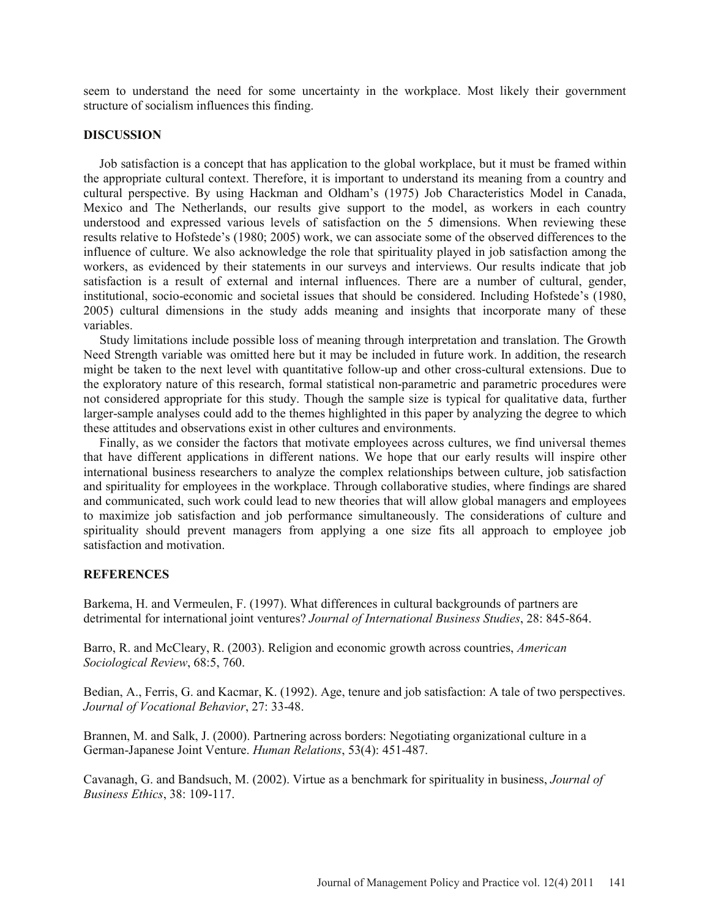seem to understand the need for some uncertainty in the workplace. Most likely their government structure of socialism influences this finding.

## DISCUSSION

Job satisfaction is a concept that has application to the global workplace, but it must be framed within the appropriate cultural context. Therefore, it is important to understand its meaning from a country and cultural perspective. By using Hackman and Oldham's (1975) Job Characteristics Model in Canada, Mexico and The Netherlands, our results give support to the model, as workers in each country understood and expressed various levels of satisfaction on the 5 dimensions. When reviewing these results relative to Hofstede's (1980; 2005) work, we can associate some of the observed differences to the influence of culture. We also acknowledge the role that spirituality played in job satisfaction among the workers, as evidenced by their statements in our surveys and interviews. Our results indicate that job satisfaction is a result of external and internal influences. There are a number of cultural, gender, institutional, socio-economic and societal issues that should be considered. Including Hofstede's (1980, 2005) cultural dimensions in the study adds meaning and insights that incorporate many of these variables.

Study limitations include possible loss of meaning through interpretation and translation. The Growth Need Strength variable was omitted here but it may be included in future work. In addition, the research might be taken to the next level with quantitative follow-up and other cross-cultural extensions. Due to the exploratory nature of this research, formal statistical non-parametric and parametric procedures were not considered appropriate for this study. Though the sample size is typical for qualitative data, further larger-sample analyses could add to the themes highlighted in this paper by analyzing the degree to which these attitudes and observations exist in other cultures and environments.

Finally, as we consider the factors that motivate employees across cultures, we find universal themes that have different applications in different nations. We hope that our early results will inspire other international business researchers to analyze the complex relationships between culture, job satisfaction and spirituality for employees in the workplace. Through collaborative studies, where findings are shared and communicated, such work could lead to new theories that will allow global managers and employees to maximize job satisfaction and job performance simultaneously. The considerations of culture and spirituality should prevent managers from applying a one size fits all approach to employee job satisfaction and motivation.

## REFERENCES

Barkema, H. and Vermeulen, F. (1997). What differences in cultural backgrounds of partners are detrimental for international joint ventures? *Journal of International Business Studies*, 28: 845-864.

Barro, R. and McCleary, R. (2003). Religion and economic growth across countries, *American Sociological Review*, 68:5, 760.

Bedian, A., Ferris, G. and Kacmar, K. (1992). Age, tenure and job satisfaction: A tale of two perspectives. *Journal of Vocational Behavior*, 27: 33-48.

Brannen, M. and Salk, J. (2000). Partnering across borders: Negotiating organizational culture in a German-Japanese Joint Venture. *Human Relations*, 53(4): 451-487.

Cavanagh, G. and Bandsuch, M. (2002). Virtue as a benchmark for spirituality in business, *Journal of Business Ethics*, 38: 109-117.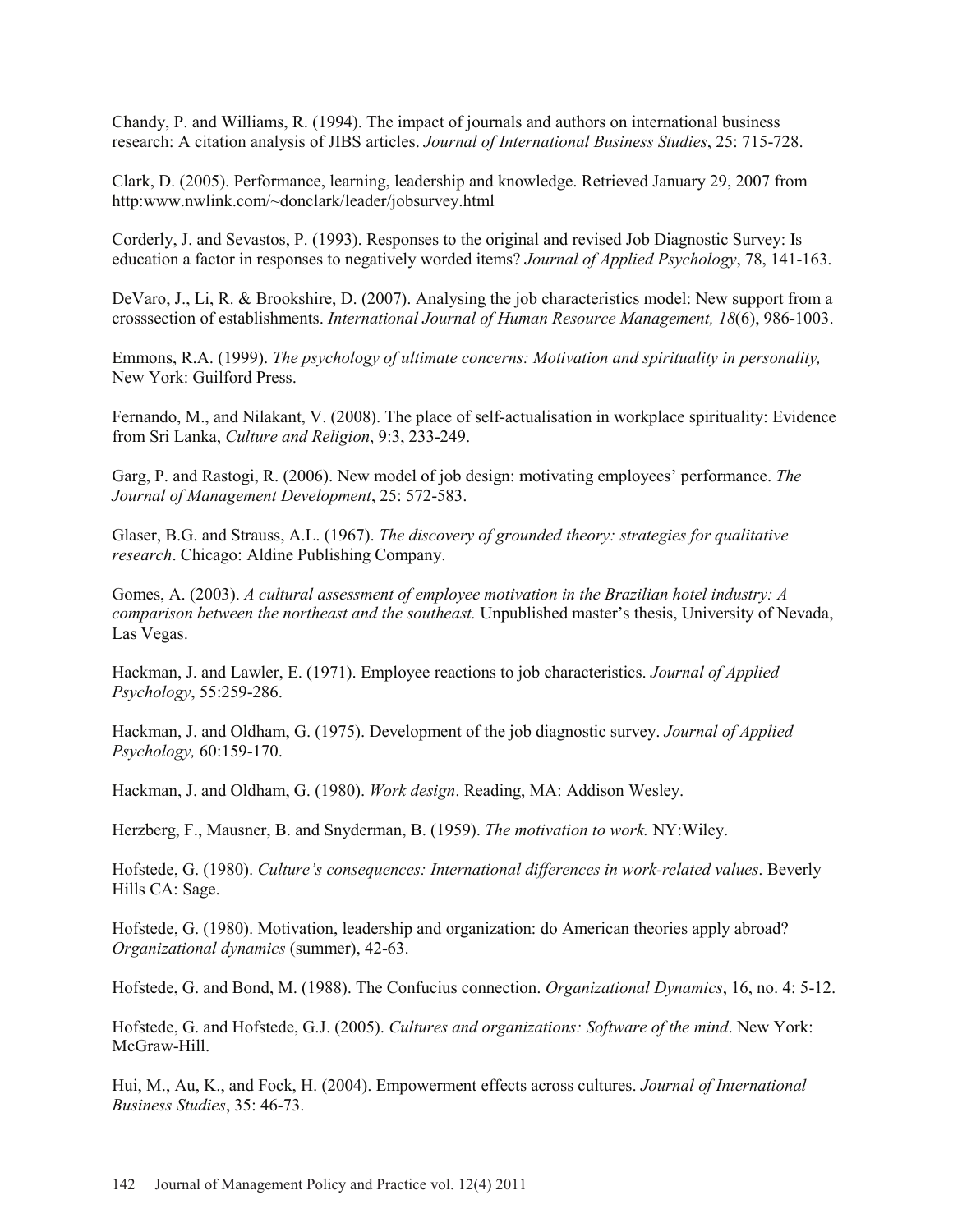Chandy, P. and Williams, R. (1994). The impact of journals and authors on international business research: A citation analysis of JIBS articles. *Journal of International Business Studies*, 25: 715-728.

Clark, D. (2005). Performance, learning, leadership and knowledge. Retrieved January 29, 2007 from http:www.nwlink.com/~donclark/leader/jobsurvey.html

Corderly, J. and Sevastos, P. (1993). Responses to the original and revised Job Diagnostic Survey: Is education a factor in responses to negatively worded items? *Journal of Applied Psychology*, 78, 141-163.

DeVaro, J., Li, R. & Brookshire, D. (2007). Analysing the job characteristics model: New support from a crosssection of establishments. *International Journal of Human Resource Management, 18*(6), 986-1003.

Emmons, R.A. (1999). *The psychology of ultimate concerns: Motivation and spirituality in personality,* New York: Guilford Press.

Fernando, M., and Nilakant, V. (2008). The place of self-actualisation in workplace spirituality: Evidence from Sri Lanka, *Culture and Religion*, 9:3, 233-249.

Garg, P. and Rastogi, R. (2006). New model of job design: motivating employees' performance. *The Journal of Management Development*, 25: 572-583.

Glaser, B.G. and Strauss, A.L. (1967). *The discovery of grounded theory: strategies for qualitative research*. Chicago: Aldine Publishing Company.

Gomes, A. (2003). *A cultural assessment of employee motivation in the Brazilian hotel industry: A comparison between the northeast and the southeast.* Unpublished master's thesis, University of Nevada, Las Vegas.

Hackman, J. and Lawler, E. (1971). Employee reactions to job characteristics. *Journal of Applied Psychology*, 55:259-286.

Hackman, J. and Oldham, G. (1975). Development of the job diagnostic survey. *Journal of Applied Psychology,* 60:159-170.

Hackman, J. and Oldham, G. (1980). *Work design*. Reading, MA: Addison Wesley.

Herzberg, F., Mausner, B. and Snyderman, B. (1959). *The motivation to work.* NY:Wiley.

Hofstede, G. (1980). *Culture's consequences: International differences in work-related values*. Beverly Hills CA: Sage.

Hofstede, G. (1980). Motivation, leadership and organization: do American theories apply abroad? *Organizational dynamics* (summer), 42-63.

Hofstede, G. and Bond, M. (1988). The Confucius connection. *Organizational Dynamics*, 16, no. 4: 5-12.

Hofstede, G. and Hofstede, G.J. (2005). *Cultures and organizations: Software of the mind*. New York: McGraw-Hill.

Hui, M., Au, K., and Fock, H. (2004). Empowerment effects across cultures. *Journal of International Business Studies*, 35: 46-73.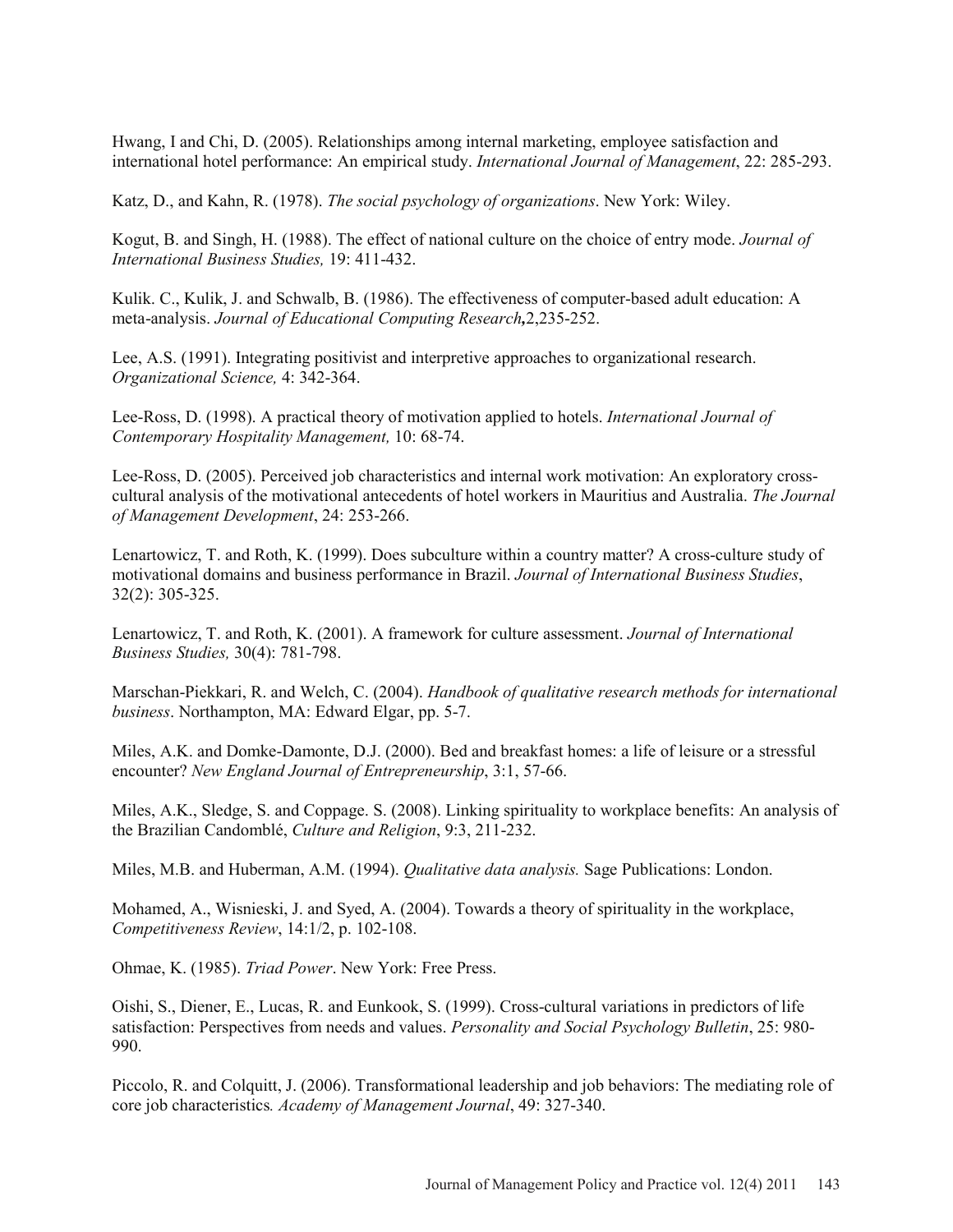Hwang, I and Chi, D. (2005). Relationships among internal marketing, employee satisfaction and international hotel performance: An empirical study. *International Journal of Management*, 22: 285-293.

Katz, D., and Kahn, R. (1978). *The social psychology of organizations*. New York: Wiley.

Kogut, B. and Singh, H. (1988). The effect of national culture on the choice of entry mode. *Journal of International Business Studies,* 19: 411-432.

Kulik. C., Kulik, J. and Schwalb, B. (1986). The effectiveness of computer-based adult education: A meta-analysis. *Journal of Educational Computing Research***,**2,235-252.

Lee, A.S. (1991). Integrating positivist and interpretive approaches to organizational research. *Organizational Science,* 4: 342-364.

Lee-Ross, D. (1998). A practical theory of motivation applied to hotels. *International Journal of Contemporary Hospitality Management,* 10: 68-74.

Lee-Ross, D. (2005). Perceived job characteristics and internal work motivation: An exploratory cross-cultural analysis of the motivational antecedents of hotel workers in Mauritius and Australia. *The Journal of Management Development*, 24: 253-266.

Lenartowicz, T. and Roth, K. (1999). Does subculture within a country matter? A cross-culture study of motivational domains and business performance in Brazil. *Journal of International Business Studies*, 32(2): 305-325.

Lenartowicz, T. and Roth, K. (2001). A framework for culture assessment. *Journal of International Business Studies,* 30(4): 781-798.

Marschan-Piekkari, R. and Welch, C. (2004). *Handbook of qualitative research methods for international business*. Northampton, MA: Edward Elgar, pp. 5-7.

Miles, A.K. and Domke-Damonte, D.J. (2000). Bed and breakfast homes: a life of leisure or a stressful encounter? *New England Journal of Entrepreneurship*, 3:1, 57-66.

Miles, A.K., Sledge, S. and Coppage. S. (2008). Linking spirituality to workplace benefits: An analysis of the Brazilian Candomblé, *Culture and Religion*, 9:3, 211-232.

Miles, M.B. and Huberman, A.M. (1994). *Qualitative data analysis.* Sage Publications: London.

Mohamed, A., Wisnieski, J. and Syed, A. (2004). Towards a theory of spirituality in the workplace, *Competitiveness Review*, 14:1/2, p. 102-108.

Ohmae, K. (1985). *Triad Power*. New York: Free Press.

Oishi, S., Diener, E., Lucas, R. and Eunkook, S. (1999). Cross-cultural variations in predictors of life satisfaction: Perspectives from needs and values. *Personality and Social Psychology Bulletin*, 25: 980-990.

Piccolo, R. and Colquitt, J. (2006). Transformational leadership and job behaviors: The mediating role of core job characteristics*. Academy of Management Journal*, 49: 327-340.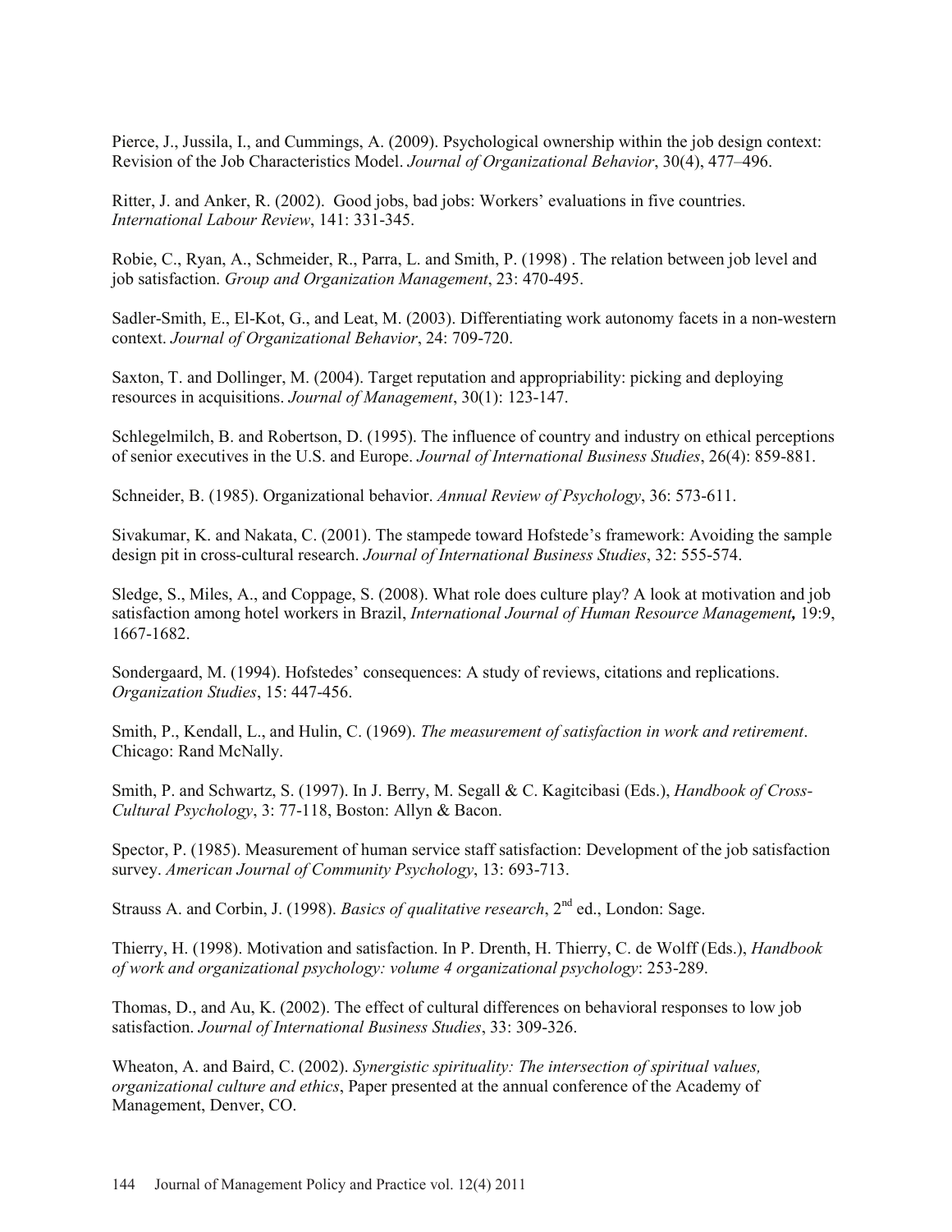Pierce, J., Jussila, I., and Cummings, A. (2009). Psychological ownership within the job design context: Revision of the Job Characteristics Model. *Journal of Organizational Behavior*, 30(4), 477–496.

Ritter, J. and Anker, R. (2002). Good jobs, bad jobs: Workers' evaluations in five countries. *International Labour Review*, 141: 331-345.

Robie, C., Ryan, A., Schmeider, R., Parra, L. and Smith, P. (1998) . The relation between job level and job satisfaction. *Group and Organization Management*, 23: 470-495.

Sadler-Smith, E., El-Kot, G., and Leat, M. (2003). Differentiating work autonomy facets in a non-western context. *Journal of Organizational Behavior*, 24: 709-720.

Saxton, T. and Dollinger, M. (2004). Target reputation and appropriability: picking and deploying resources in acquisitions. *Journal of Management*, 30(1): 123-147.

Schlegelmilch, B. and Robertson, D. (1995). The influence of country and industry on ethical perceptions of senior executives in the U.S. and Europe. *Journal of International Business Studies*, 26(4): 859-881.

Schneider, B. (1985). Organizational behavior. *Annual Review of Psychology*, 36: 573-611.

Sivakumar, K. and Nakata, C. (2001). The stampede toward Hofstede's framework: Avoiding the sample design pit in cross-cultural research. *Journal of International Business Studies*, 32: 555-574.

Sledge, S., Miles, A., and Coppage, S. (2008). What role does culture play? A look at motivation and job satisfaction among hotel workers in Brazil, *International Journal of Human Resource Management,* 19:9, 1667-1682.

Sondergaard, M. (1994). Hofstedes' consequences: A study of reviews, citations and replications. *Organization Studies*, 15: 447-456.

Smith, P., Kendall, L., and Hulin, C. (1969). *The measurement of satisfaction in work and retirement*. Chicago: Rand McNally.

Smith, P. and Schwartz, S. (1997). In J. Berry, M. Segall & C. Kagitcibasi (Eds.), *Handbook of Cross-Cultural Psychology*, 3: 77-118, Boston: Allyn & Bacon.

Spector, P. (1985). Measurement of human service staff satisfaction: Development of the job satisfaction survey. *American Journal of Community Psychology*, 13: 693-713.

Strauss A. and Corbin, J. (1998). *Basics of qualitative research*, 2nd ed., London: Sage.

Thierry, H. (1998). Motivation and satisfaction. In P. Drenth, H. Thierry, C. de Wolff (Eds.), *Handbook of work and organizational psychology: volume 4 organizational psychology*: 253-289.

Thomas, D., and Au, K. (2002). The effect of cultural differences on behavioral responses to low job satisfaction. *Journal of International Business Studies*, 33: 309-326.

Wheaton, A. and Baird, C. (2002). *Synergistic spirituality: The intersection of spiritual values, organizational culture and ethics*, Paper presented at the annual conference of the Academy of Management, Denver, CO.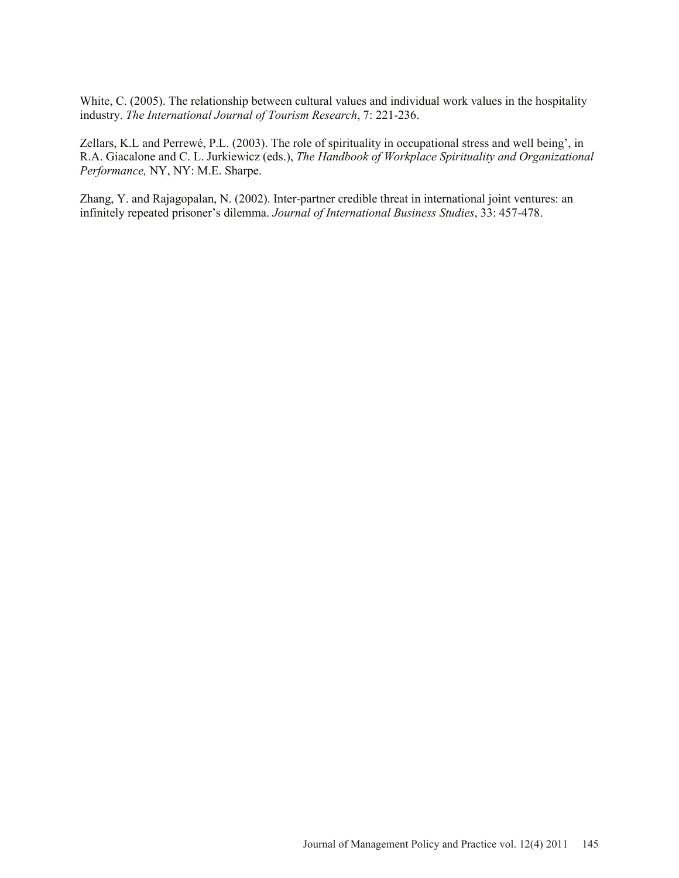White, C. (2005). The relationship between cultural values and individual work values in the hospitality industry. *The International Journal of Tourism Research*, 7: 221-236.

Zellars, K.L and Perrewé, P.L. (2003). The role of spirituality in occupational stress and well being', in R.A. Giacalone and C. L. Jurkiewicz (eds.), *The Handbook of Workplace Spirituality and Organizational Performance,* NY, NY: M.E. Sharpe.

Zhang, Y. and Rajagopalan, N. (2002). Inter-partner credible threat in international joint ventures: an infinitely repeated prisoner's dilemma. *Journal of International Business Studies*, 33: 457-478.